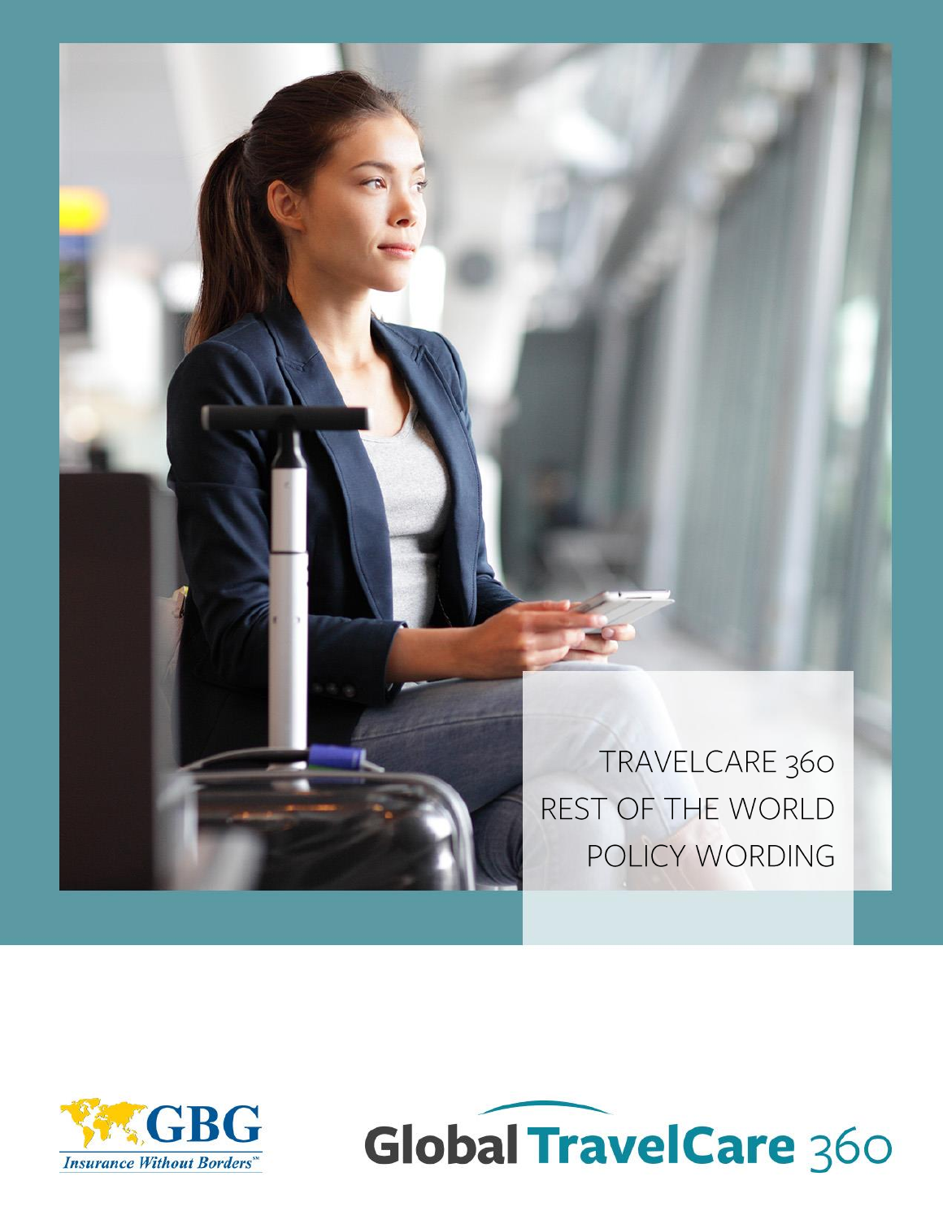# TRAVELCARE 360 REST OF THE WORLD POLICY WORDING

GBG
*Insurance Without Borders*℠

Global TravelCare 360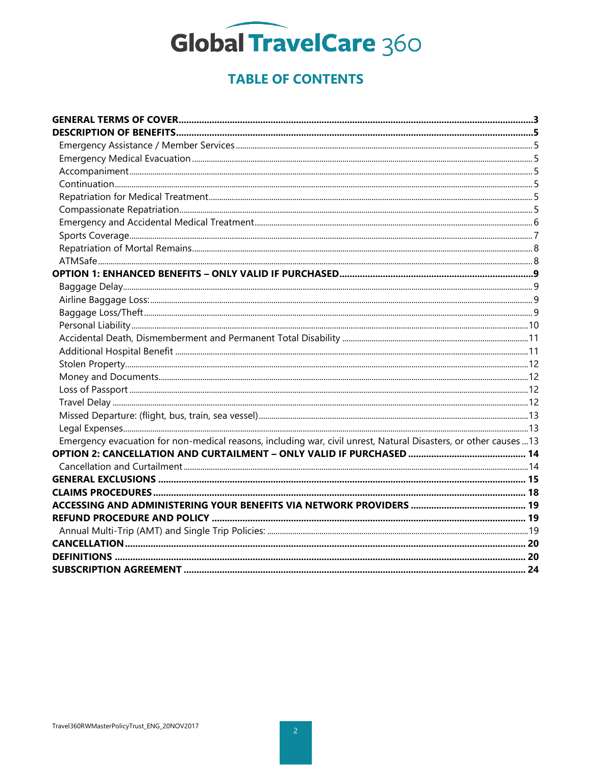# Global TravelCare 360

## TABLE OF CONTENTS

**GENERAL TERMS OF COVER** ........ 3
**DESCRIPTION OF BENEFITS** ........ 5
- Emergency Assistance / Member Services ........ 5
- Emergency Medical Evacuation ........ 5
- Accompaniment ........ 5
- Continuation ........ 5
- Repatriation for Medical Treatment ........ 5
- Compassionate Repatriation ........ 5
- Emergency and Accidental Medical Treatment ........ 6
- Sports Coverage ........ 7
- Repatriation of Mortal Remains ........ 8
- ATMSafe ........ 8

**OPTION 1: ENHANCED BENEFITS – ONLY VALID IF PURCHASED** ........ 9
- Baggage Delay ........ 9
- Airline Baggage Loss: ........ 9
- Baggage Loss/Theft ........ 9
- Personal Liability ........ 10
- Accidental Death, Dismemberment and Permanent Total Disability ........ 11
- Additional Hospital Benefit ........ 11
- Stolen Property ........ 12
- Money and Documents ........ 12
- Loss of Passport ........ 12
- Travel Delay ........ 12
- Missed Departure: (flight, bus, train, sea vessel) ........ 13
- Legal Expenses ........ 13
- Emergency evacuation for non-medical reasons, including war, civil unrest, Natural Disasters, or other causes ........ 13

**OPTION 2: CANCELLATION AND CURTAILMENT – ONLY VALID IF PURCHASED** ........ 14
- Cancellation and Curtailment ........ 14

**GENERAL EXCLUSIONS** ........ 15
**CLAIMS PROCEDURES** ........ 18
**ACCESSING AND ADMINISTERING YOUR BENEFITS VIA NETWORK PROVIDERS** ........ 19
**REFUND PROCEDURE AND POLICY** ........ 19
- Annual Multi-Trip (AMT) and Single Trip Policies: ........ 19

**CANCELLATION** ........ 20
**DEFINITIONS** ........ 20
**SUBSCRIPTION AGREEMENT** ........ 24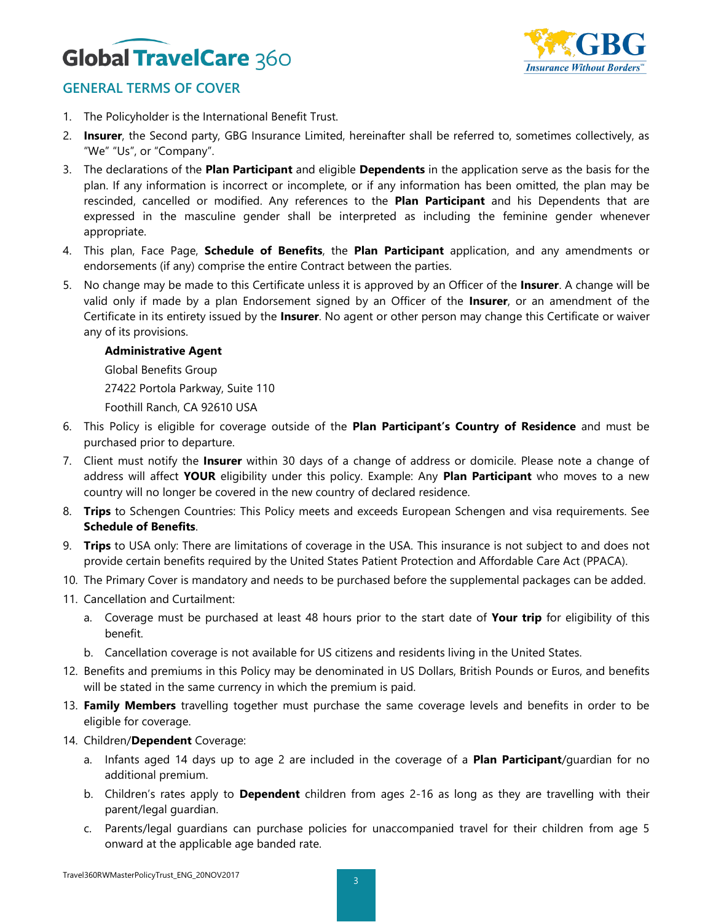## GENERAL TERMS OF COVER

1. The Policyholder is the International Benefit Trust.
2. **Insurer**, the Second party, GBG Insurance Limited, hereinafter shall be referred to, sometimes collectively, as "We" "Us", or "Company".
3. The declarations of the **Plan Participant** and eligible **Dependents** in the application serve as the basis for the plan. If any information is incorrect or incomplete, or if any information has been omitted, the plan may be rescinded, cancelled or modified. Any references to the **Plan Participant** and his Dependents that are expressed in the masculine gender shall be interpreted as including the feminine gender whenever appropriate.
4. This plan, Face Page, **Schedule of Benefits**, the **Plan Participant** application, and any amendments or endorsements (if any) comprise the entire Contract between the parties.
5. No change may be made to this Certificate unless it is approved by an Officer of the **Insurer**. A change will be valid only if made by a plan Endorsement signed by an Officer of the **Insurer**, or an amendment of the Certificate in its entirety issued by the **Insurer**. No agent or other person may change this Certificate or waiver any of its provisions.

   **Administrative Agent**

   Global Benefits Group

   27422 Portola Parkway, Suite 110

   Foothill Ranch, CA 92610 USA

6. This Policy is eligible for coverage outside of the **Plan Participant's Country of Residence** and must be purchased prior to departure.
7. Client must notify the **Insurer** within 30 days of a change of address or domicile. Please note a change of address will affect **YOUR** eligibility under this policy. Example: Any **Plan Participant** who moves to a new country will no longer be covered in the new country of declared residence.
8. **Trips** to Schengen Countries: This Policy meets and exceeds European Schengen and visa requirements. See **Schedule of Benefits**.
9. **Trips** to USA only: There are limitations of coverage in the USA. This insurance is not subject to and does not provide certain benefits required by the United States Patient Protection and Affordable Care Act (PPACA).
10. The Primary Cover is mandatory and needs to be purchased before the supplemental packages can be added.
11. Cancellation and Curtailment:
    a. Coverage must be purchased at least 48 hours prior to the start date of **Your trip** for eligibility of this benefit.
    b. Cancellation coverage is not available for US citizens and residents living in the United States.
12. Benefits and premiums in this Policy may be denominated in US Dollars, British Pounds or Euros, and benefits will be stated in the same currency in which the premium is paid.
13. **Family Members** travelling together must purchase the same coverage levels and benefits in order to be eligible for coverage.
14. Children/**Dependent** Coverage:
    a. Infants aged 14 days up to age 2 are included in the coverage of a **Plan Participant**/guardian for no additional premium.
    b. Children's rates apply to **Dependent** children from ages 2-16 as long as they are travelling with their parent/legal guardian.
    c. Parents/legal guardians can purchase policies for unaccompanied travel for their children from age 5 onward at the applicable age banded rate.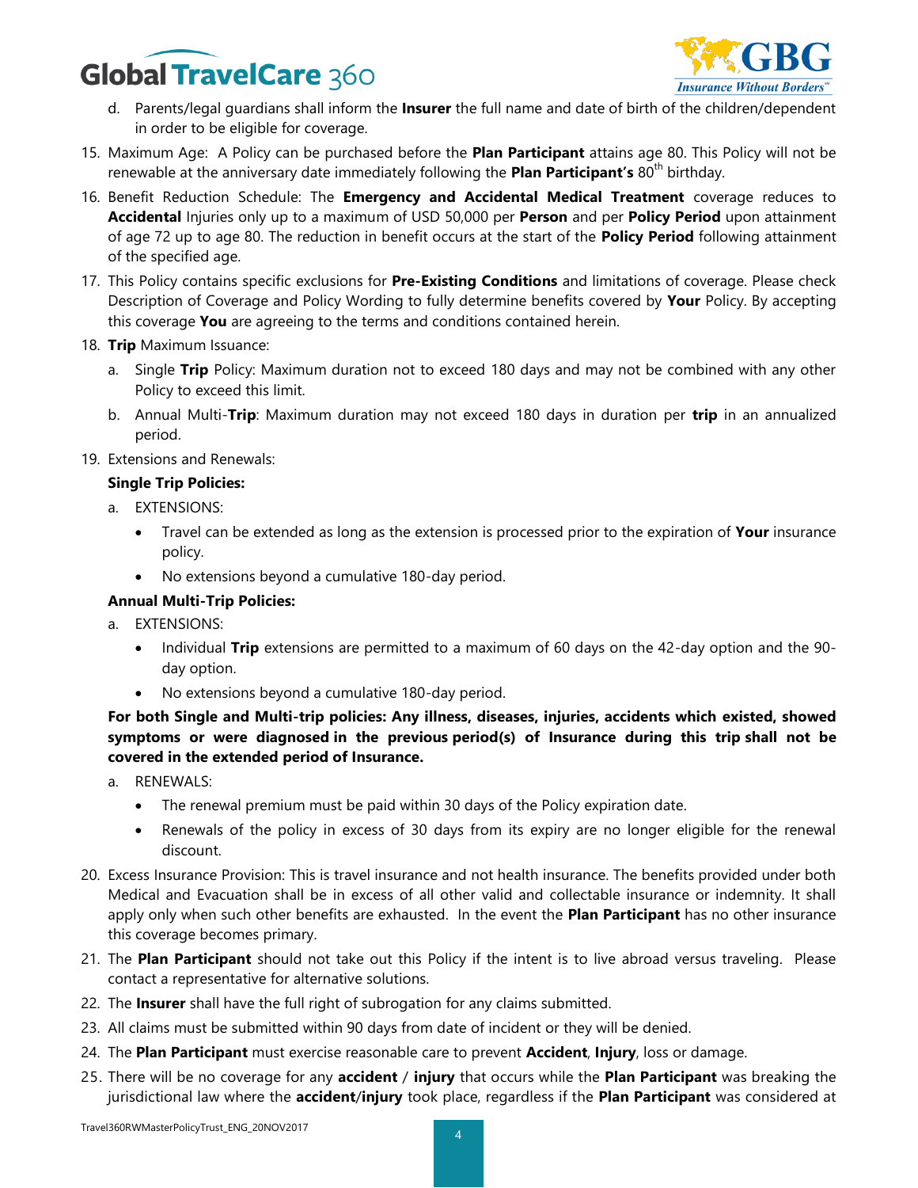d. Parents/legal guardians shall inform the **Insurer** the full name and date of birth of the children/dependent in order to be eligible for coverage.

15. Maximum Age: A Policy can be purchased before the **Plan Participant** attains age 80. This Policy will not be renewable at the anniversary date immediately following the **Plan Participant's** 80th birthday.
16. Benefit Reduction Schedule: The **Emergency and Accidental Medical Treatment** coverage reduces to **Accidental** Injuries only up to a maximum of USD 50,000 per **Person** and per **Policy Period** upon attainment of age 72 up to age 80. The reduction in benefit occurs at the start of the **Policy Period** following attainment of the specified age.
17. This Policy contains specific exclusions for **Pre-Existing Conditions** and limitations of coverage. Please check Description of Coverage and Policy Wording to fully determine benefits covered by **Your** Policy. By accepting this coverage **You** are agreeing to the terms and conditions contained herein.
18. **Trip** Maximum Issuance:
    a. Single **Trip** Policy: Maximum duration not to exceed 180 days and may not be combined with any other Policy to exceed this limit.
    b. Annual Multi-**Trip**: Maximum duration may not exceed 180 days in duration per **trip** in an annualized period.
19. Extensions and Renewals:

    **Single Trip Policies:**

    a. EXTENSIONS:
    - Travel can be extended as long as the extension is processed prior to the expiration of **Your** insurance policy.
    - No extensions beyond a cumulative 180-day period.

    **Annual Multi-Trip Policies:**

    a. EXTENSIONS:
    - Individual **Trip** extensions are permitted to a maximum of 60 days on the 42-day option and the 90-day option.
    - No extensions beyond a cumulative 180-day period.

    **For both Single and Multi-trip policies: Any illness, diseases, injuries, accidents which existed, showed symptoms or were diagnosed in the previous period(s) of Insurance during this trip shall not be covered in the extended period of Insurance.**

    a. RENEWALS:
    - The renewal premium must be paid within 30 days of the Policy expiration date.
    - Renewals of the policy in excess of 30 days from its expiry are no longer eligible for the renewal discount.
20. Excess Insurance Provision: This is travel insurance and not health insurance. The benefits provided under both Medical and Evacuation shall be in excess of all other valid and collectable insurance or indemnity. It shall apply only when such other benefits are exhausted. In the event the **Plan Participant** has no other insurance this coverage becomes primary.
21. The **Plan Participant** should not take out this Policy if the intent is to live abroad versus traveling. Please contact a representative for alternative solutions.
22. The **Insurer** shall have the full right of subrogation for any claims submitted.
23. All claims must be submitted within 90 days from date of incident or they will be denied.
24. The **Plan Participant** must exercise reasonable care to prevent **Accident**, **Injury**, loss or damage.
25. There will be no coverage for any **accident** / **injury** that occurs while the **Plan Participant** was breaking the jurisdictional law where the **accident/injury** took place, regardless if the **Plan Participant** was considered at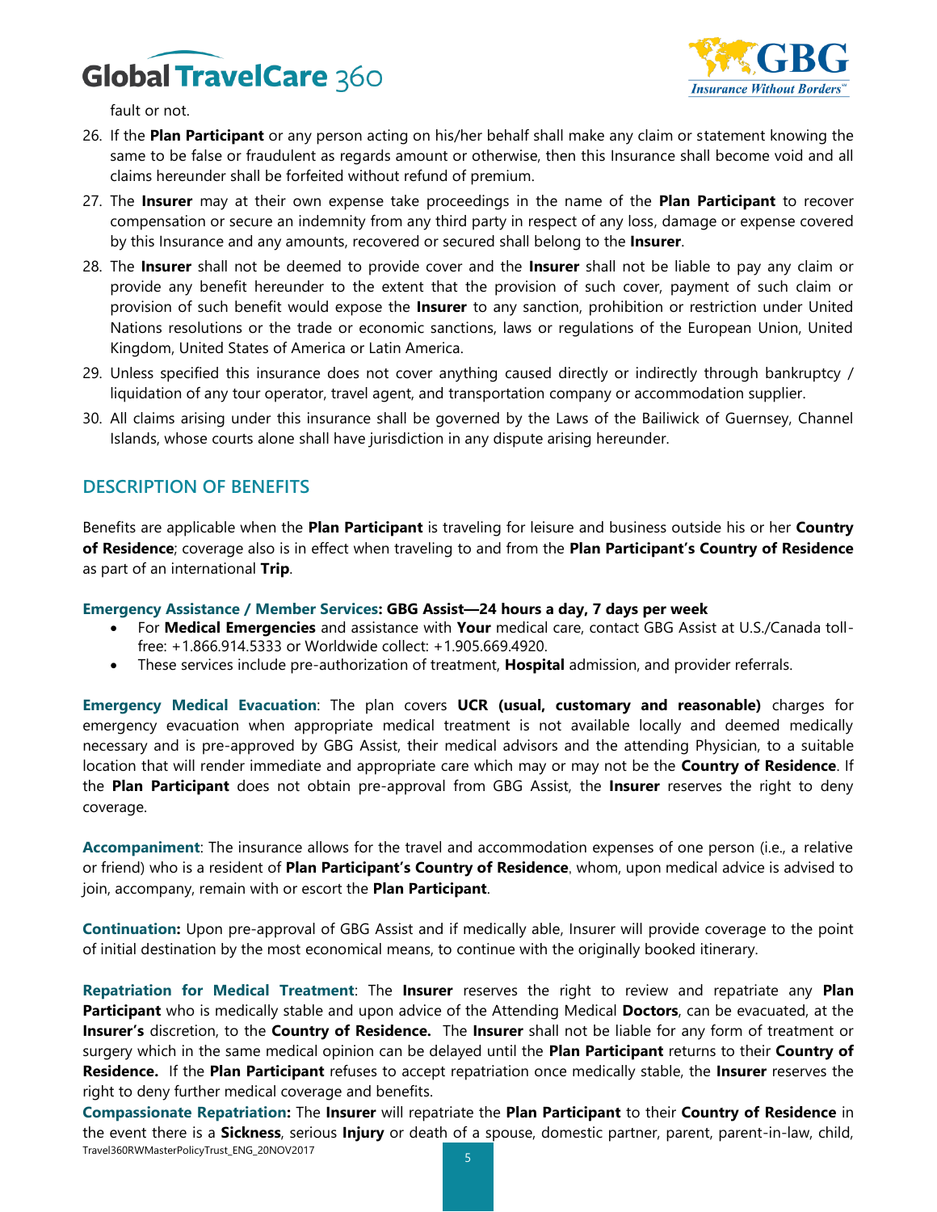fault or not.

26. If the **Plan Participant** or any person acting on his/her behalf shall make any claim or statement knowing the same to be false or fraudulent as regards amount or otherwise, then this Insurance shall become void and all claims hereunder shall be forfeited without refund of premium.
27. The **Insurer** may at their own expense take proceedings in the name of the **Plan Participant** to recover compensation or secure an indemnity from any third party in respect of any loss, damage or expense covered by this Insurance and any amounts, recovered or secured shall belong to the **Insurer**.
28. The **Insurer** shall not be deemed to provide cover and the **Insurer** shall not be liable to pay any claim or provide any benefit hereunder to the extent that the provision of such cover, payment of such claim or provision of such benefit would expose the **Insurer** to any sanction, prohibition or restriction under United Nations resolutions or the trade or economic sanctions, laws or regulations of the European Union, United Kingdom, United States of America or Latin America.
29. Unless specified this insurance does not cover anything caused directly or indirectly through bankruptcy / liquidation of any tour operator, travel agent, and transportation company or accommodation supplier.
30. All claims arising under this insurance shall be governed by the Laws of the Bailiwick of Guernsey, Channel Islands, whose courts alone shall have jurisdiction in any dispute arising hereunder.

## DESCRIPTION OF BENEFITS

Benefits are applicable when the **Plan Participant** is traveling for leisure and business outside his or her **Country of Residence**; coverage also is in effect when traveling to and from the **Plan Participant's Country of Residence** as part of an international **Trip**.

**Emergency Assistance / Member Services: GBG Assist—24 hours a day, 7 days per week**

- For **Medical Emergencies** and assistance with **Your** medical care, contact GBG Assist at U.S./Canada toll-free: +1.866.914.5333 or Worldwide collect: +1.905.669.4920.
- These services include pre-authorization of treatment, **Hospital** admission, and provider referrals.

**Emergency Medical Evacuation**: The plan covers **UCR (usual, customary and reasonable)** charges for emergency evacuation when appropriate medical treatment is not available locally and deemed medically necessary and is pre-approved by GBG Assist, their medical advisors and the attending Physician, to a suitable location that will render immediate and appropriate care which may or may not be the **Country of Residence**. If the **Plan Participant** does not obtain pre-approval from GBG Assist, the **Insurer** reserves the right to deny coverage.

**Accompaniment**: The insurance allows for the travel and accommodation expenses of one person (i.e., a relative or friend) who is a resident of **Plan Participant's Country of Residence**, whom, upon medical advice is advised to join, accompany, remain with or escort the **Plan Participant**.

**Continuation:** Upon pre-approval of GBG Assist and if medically able, Insurer will provide coverage to the point of initial destination by the most economical means, to continue with the originally booked itinerary.

**Repatriation for Medical Treatment**: The **Insurer** reserves the right to review and repatriate any **Plan Participant** who is medically stable and upon advice of the Attending Medical **Doctors**, can be evacuated, at the **Insurer's** discretion, to the **Country of Residence.** The **Insurer** shall not be liable for any form of treatment or surgery which in the same medical opinion can be delayed until the **Plan Participant** returns to their **Country of Residence.** If the **Plan Participant** refuses to accept repatriation once medically stable, the **Insurer** reserves the right to deny further medical coverage and benefits.

**Compassionate Repatriation:** The **Insurer** will repatriate the **Plan Participant** to their **Country of Residence** in the event there is a **Sickness**, serious **Injury** or death of a spouse, domestic partner, parent, parent-in-law, child,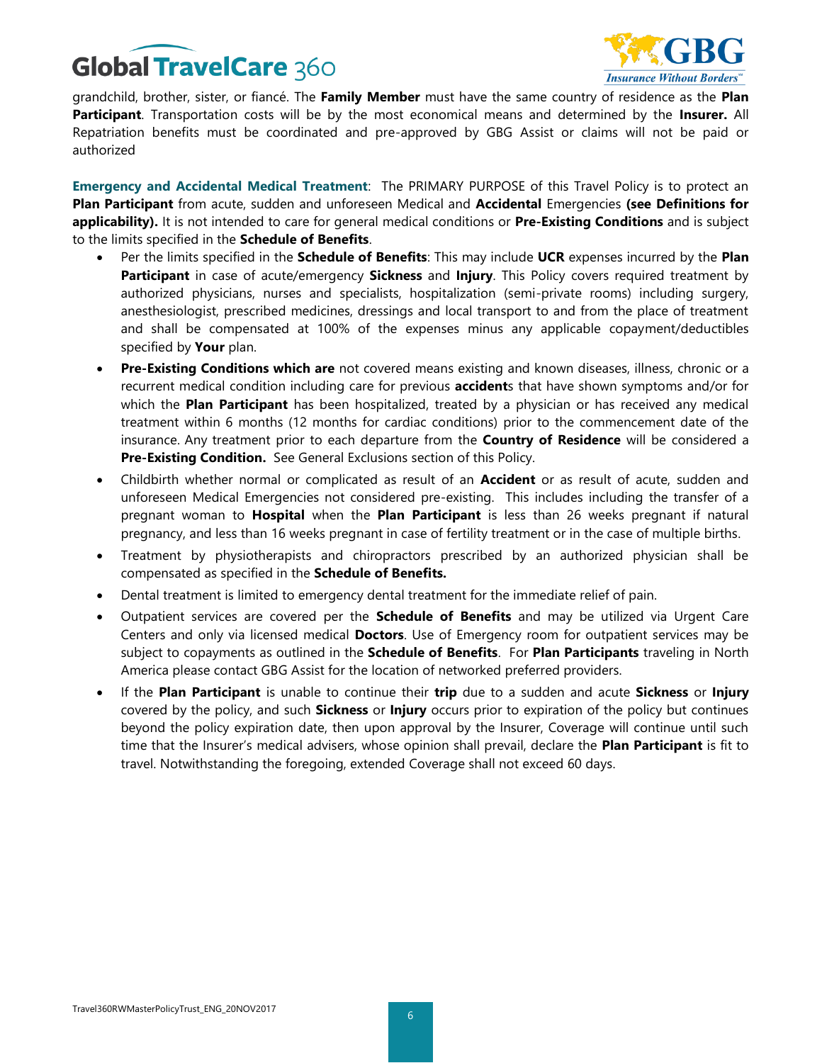grandchild, brother, sister, or fiancé. The **Family Member** must have the same country of residence as the **Plan Participant**. Transportation costs will be by the most economical means and determined by the **Insurer.** All Repatriation benefits must be coordinated and pre-approved by GBG Assist or claims will not be paid or authorized

**Emergency and Accidental Medical Treatment**: The PRIMARY PURPOSE of this Travel Policy is to protect an **Plan Participant** from acute, sudden and unforeseen Medical and **Accidental** Emergencies **(see Definitions for applicability).** It is not intended to care for general medical conditions or **Pre-Existing Conditions** and is subject to the limits specified in the **Schedule of Benefits**.

- Per the limits specified in the **Schedule of Benefits**: This may include **UCR** expenses incurred by the **Plan Participant** in case of acute/emergency **Sickness** and **Injury**. This Policy covers required treatment by authorized physicians, nurses and specialists, hospitalization (semi-private rooms) including surgery, anesthesiologist, prescribed medicines, dressings and local transport to and from the place of treatment and shall be compensated at 100% of the expenses minus any applicable copayment/deductibles specified by **Your** plan.
- **Pre-Existing Conditions which are** not covered means existing and known diseases, illness, chronic or a recurrent medical condition including care for previous **accident**s that have shown symptoms and/or for which the **Plan Participant** has been hospitalized, treated by a physician or has received any medical treatment within 6 months (12 months for cardiac conditions) prior to the commencement date of the insurance. Any treatment prior to each departure from the **Country of Residence** will be considered a **Pre-Existing Condition.** See General Exclusions section of this Policy.
- Childbirth whether normal or complicated as result of an **Accident** or as result of acute, sudden and unforeseen Medical Emergencies not considered pre-existing. This includes including the transfer of a pregnant woman to **Hospital** when the **Plan Participant** is less than 26 weeks pregnant if natural pregnancy, and less than 16 weeks pregnant in case of fertility treatment or in the case of multiple births.
- Treatment by physiotherapists and chiropractors prescribed by an authorized physician shall be compensated as specified in the **Schedule of Benefits.**
- Dental treatment is limited to emergency dental treatment for the immediate relief of pain.
- Outpatient services are covered per the **Schedule of Benefits** and may be utilized via Urgent Care Centers and only via licensed medical **Doctors**. Use of Emergency room for outpatient services may be subject to copayments as outlined in the **Schedule of Benefits**. For **Plan Participants** traveling in North America please contact GBG Assist for the location of networked preferred providers.
- If the **Plan Participant** is unable to continue their **trip** due to a sudden and acute **Sickness** or **Injury** covered by the policy, and such **Sickness** or **Injury** occurs prior to expiration of the policy but continues beyond the policy expiration date, then upon approval by the Insurer, Coverage will continue until such time that the Insurer's medical advisers, whose opinion shall prevail, declare the **Plan Participant** is fit to travel. Notwithstanding the foregoing, extended Coverage shall not exceed 60 days.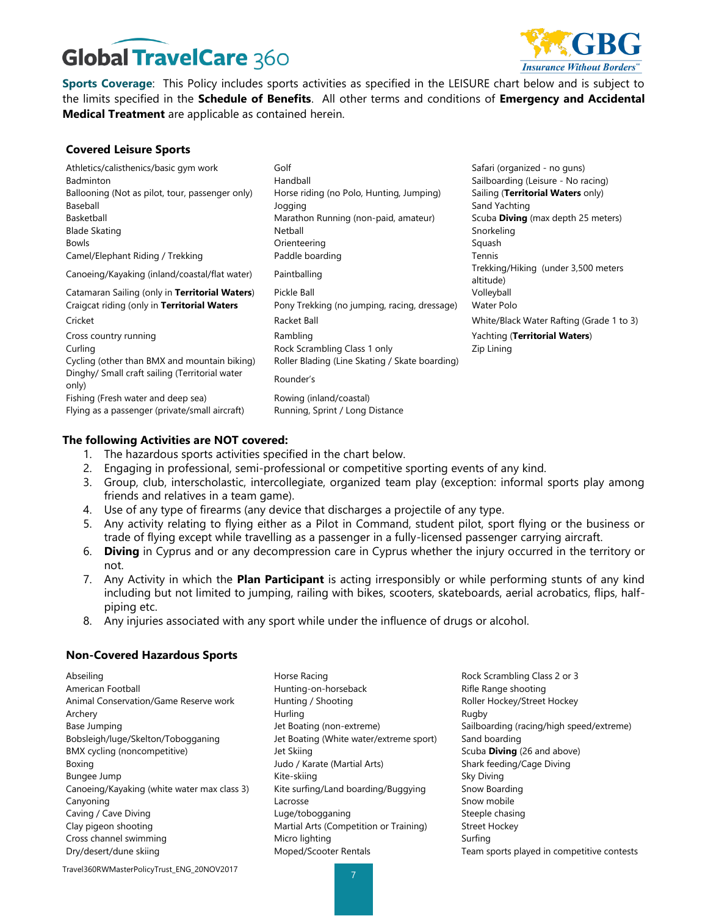**Sports Coverage**: This Policy includes sports activities as specified in the LEISURE chart below and is subject to the limits specified in the **Schedule of Benefits**. All other terms and conditions of **Emergency and Accidental Medical Treatment** are applicable as contained herein.

### Covered Leisure Sports

| | | |
|---|---|---|
| Athletics/calisthenics/basic gym work | Golf | Safari (organized - no guns) |
| Badminton | Handball | Sailboarding (Leisure - No racing) |
| Ballooning (Not as pilot, tour, passenger only) | Horse riding (no Polo, Hunting, Jumping) | Sailing (**Territorial Waters** only) |
| Baseball | Jogging | Sand Yachting |
| Basketball | Marathon Running (non-paid, amateur) | Scuba **Diving** (max depth 25 meters) |
| Blade Skating | Netball | Snorkeling |
| Bowls | Orienteering | Squash |
| Camel/Elephant Riding / Trekking | Paddle boarding | Tennis |
| Canoeing/Kayaking (inland/coastal/flat water) | Paintballing | Trekking/Hiking (under 3,500 meters altitude) |
| Catamaran Sailing (only in **Territorial Waters**) | Pickle Ball | Volleyball |
| Craigcat riding (only in **Territorial Waters** | Pony Trekking (no jumping, racing, dressage) | Water Polo |
| Cricket | Racket Ball | White/Black Water Rafting (Grade 1 to 3) |
| Cross country running | Rambling | Yachting (**Territorial Waters**) |
| Curling | Rock Scrambling Class 1 only | Zip Lining |
| Cycling (other than BMX and mountain biking) | Roller Blading (Line Skating / Skate boarding) | |
| Dinghy/ Small craft sailing (Territorial water only) | Rounder's | |
| Fishing (Fresh water and deep sea) | Rowing (inland/coastal) | |
| Flying as a passenger (private/small aircraft) | Running, Sprint / Long Distance | |

### The following Activities are NOT covered:

1. The hazardous sports activities specified in the chart below.
2. Engaging in professional, semi-professional or competitive sporting events of any kind.
3. Group, club, interscholastic, intercollegiate, organized team play (exception: informal sports play among friends and relatives in a team game).
4. Use of any type of firearms (any device that discharges a projectile of any type.
5. Any activity relating to flying either as a Pilot in Command, student pilot, sport flying or the business or trade of flying except while travelling as a passenger in a fully-licensed passenger carrying aircraft.
6. **Diving** in Cyprus and or any decompression care in Cyprus whether the injury occurred in the territory or not.
7. Any Activity in which the **Plan Participant** is acting irresponsibly or while performing stunts of any kind including but not limited to jumping, railing with bikes, scooters, skateboards, aerial acrobatics, flips, half-piping etc.
8. Any injuries associated with any sport while under the influence of drugs or alcohol.

### Non-Covered Hazardous Sports

| | | |
|---|---|---|
| Abseiling | Horse Racing | Rock Scrambling Class 2 or 3 |
| American Football | Hunting-on-horseback | Rifle Range shooting |
| Animal Conservation/Game Reserve work | Hunting / Shooting | Roller Hockey/Street Hockey |
| Archery | Hurling | Rugby |
| Base Jumping | Jet Boating (non-extreme) | Sailboarding (racing/high speed/extreme) |
| Bobsleigh/luge/Skelton/Tobogganing | Jet Boating (White water/extreme sport) | Sand boarding |
| BMX cycling (noncompetitive) | Jet Skiing | Scuba **Diving** (26 and above) |
| Boxing | Judo / Karate (Martial Arts) | Shark feeding/Cage Diving |
| Bungee Jump | Kite-skiing | Sky Diving |
| Canoeing/Kayaking (white water max class 3) | Kite surfing/Land boarding/Buggying | Snow Boarding |
| Canyoning | Lacrosse | Snow mobile |
| Caving / Cave Diving | Luge/tobogganing | Steeple chasing |
| Clay pigeon shooting | Martial Arts (Competition or Training) | Street Hockey |
| Cross channel swimming | Micro lighting | Surfing |
| Dry/desert/dune skiing | Moped/Scooter Rentals | Team sports played in competitive contests |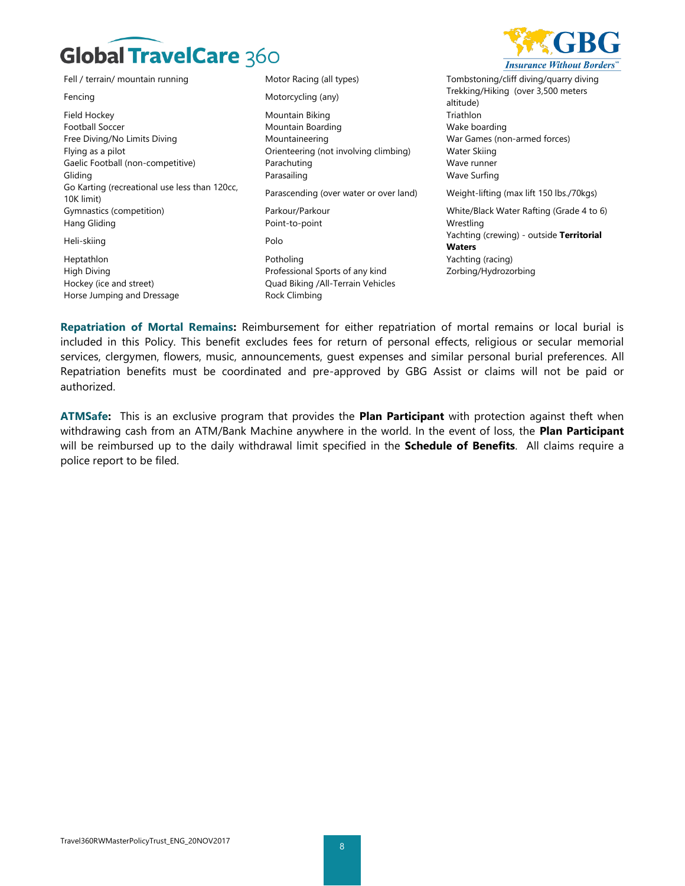- Fell / terrain/ mountain running
- Fencing
- Field Hockey
- Football Soccer
- Free Diving/No Limits Diving
- Flying as a pilot
- Gaelic Football (non-competitive)
- Gliding
- Go Karting (recreational use less than 120cc, 10K limit)
- Gymnastics (competition)
- Hang Gliding
- Heli-skiing
- Heptathlon
- High Diving
- Hockey (ice and street)
- Horse Jumping and Dressage
- Motor Racing (all types)
- Motorcycling (any)
- Mountain Biking
- Mountain Boarding
- Mountaineering
- Orienteering (not involving climbing)
- Parachuting
- Parasailing
- Parascending (over water or over land)
- Parkour/Parkour
- Point-to-point
- Polo
- Potholing
- Professional Sports of any kind
- Quad Biking /All-Terrain Vehicles
- Rock Climbing
- Tombstoning/cliff diving/quarry diving
- Trekking/Hiking (over 3,500 meters altitude)
- Triathlon
- Wake boarding
- War Games (non-armed forces)
- Water Skiing
- Wave runner
- Wave Surfing
- Weight-lifting (max lift 150 lbs./70kgs)
- White/Black Water Rafting (Grade 4 to 6)
- Wrestling
- Yachting (crewing) - outside **Territorial Waters**
- Yachting (racing)
- Zorbing/Hydrozorbing

**Repatriation of Mortal Remains:** Reimbursement for either repatriation of mortal remains or local burial is included in this Policy. This benefit excludes fees for return of personal effects, religious or secular memorial services, clergymen, flowers, music, announcements, guest expenses and similar personal burial preferences. All Repatriation benefits must be coordinated and pre-approved by GBG Assist or claims will not be paid or authorized.

**ATMSafe:** This is an exclusive program that provides the **Plan Participant** with protection against theft when withdrawing cash from an ATM/Bank Machine anywhere in the world. In the event of loss, the **Plan Participant** will be reimbursed up to the daily withdrawal limit specified in the **Schedule of Benefits**. All claims require a police report to be filed.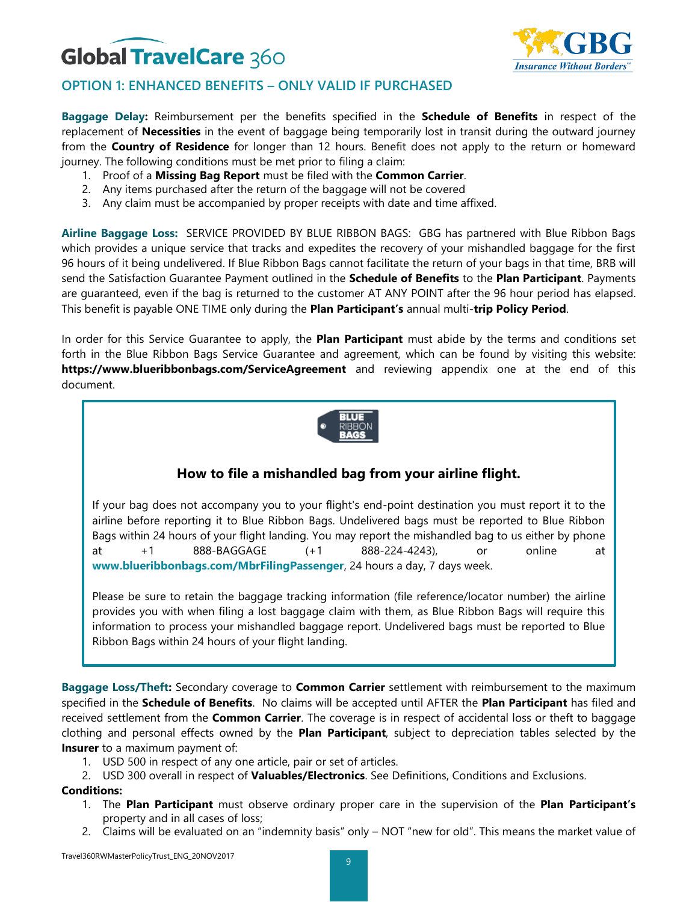## OPTION 1: ENHANCED BENEFITS – ONLY VALID IF PURCHASED

**Baggage Delay:** Reimbursement per the benefits specified in the **Schedule of Benefits** in respect of the replacement of **Necessities** in the event of baggage being temporarily lost in transit during the outward journey from the **Country of Residence** for longer than 12 hours. Benefit does not apply to the return or homeward journey. The following conditions must be met prior to filing a claim:

1. Proof of a **Missing Bag Report** must be filed with the **Common Carrier**.
2. Any items purchased after the return of the baggage will not be covered
3. Any claim must be accompanied by proper receipts with date and time affixed.

**Airline Baggage Loss:** SERVICE PROVIDED BY BLUE RIBBON BAGS: GBG has partnered with Blue Ribbon Bags which provides a unique service that tracks and expedites the recovery of your mishandled baggage for the first 96 hours of it being undelivered. If Blue Ribbon Bags cannot facilitate the return of your bags in that time, BRB will send the Satisfaction Guarantee Payment outlined in the **Schedule of Benefits** to the **Plan Participant**. Payments are guaranteed, even if the bag is returned to the customer AT ANY POINT after the 96 hour period has elapsed. This benefit is payable ONE TIME only during the **Plan Participant's** annual multi-**trip Policy Period**.

In order for this Service Guarantee to apply, the **Plan Participant** must abide by the terms and conditions set forth in the Blue Ribbon Bags Service Guarantee and agreement, which can be found by visiting this website: **https://www.blueribbonbags.com/ServiceAgreement** and reviewing appendix one at the end of this document.

### How to file a mishandled bag from your airline flight.

If your bag does not accompany you to your flight's end-point destination you must report it to the airline before reporting it to Blue Ribbon Bags. Undelivered bags must be reported to Blue Ribbon Bags within 24 hours of your flight landing. You may report the mishandled bag to us either by phone at +1 888-BAGGAGE (+1 888-224-4243), or online at **www.blueribbonbags.com/MbrFilingPassenger**, 24 hours a day, 7 days week.

Please be sure to retain the baggage tracking information (file reference/locator number) the airline provides you with when filing a lost baggage claim with them, as Blue Ribbon Bags will require this information to process your mishandled baggage report. Undelivered bags must be reported to Blue Ribbon Bags within 24 hours of your flight landing.

**Baggage Loss/Theft:** Secondary coverage to **Common Carrier** settlement with reimbursement to the maximum specified in the **Schedule of Benefits**. No claims will be accepted until AFTER the **Plan Participant** has filed and received settlement from the **Common Carrier**. The coverage is in respect of accidental loss or theft to baggage clothing and personal effects owned by the **Plan Participant**, subject to depreciation tables selected by the **Insurer** to a maximum payment of:

1. USD 500 in respect of any one article, pair or set of articles.
2. USD 300 overall in respect of **Valuables/Electronics**. See Definitions, Conditions and Exclusions.

**Conditions:**

1. The **Plan Participant** must observe ordinary proper care in the supervision of the **Plan Participant's** property and in all cases of loss;
2. Claims will be evaluated on an "indemnity basis" only – NOT "new for old". This means the market value of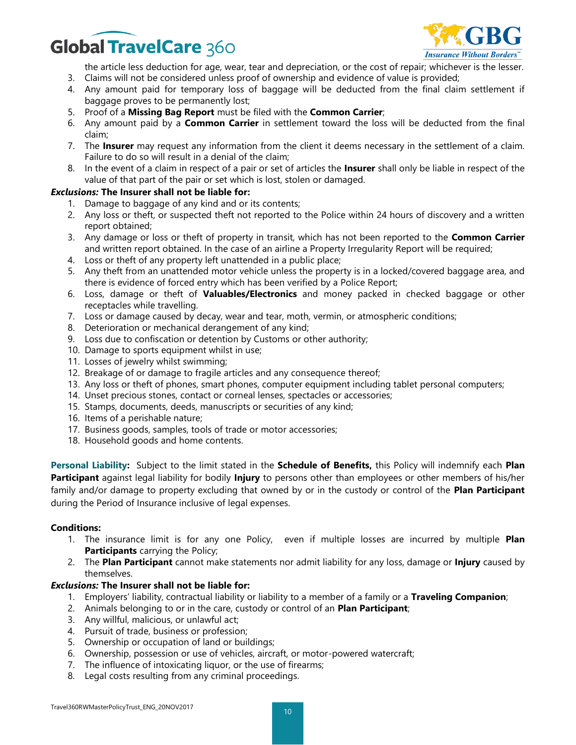the article less deduction for age, wear, tear and depreciation, or the cost of repair; whichever is the lesser.

3. Claims will not be considered unless proof of ownership and evidence of value is provided;
4. Any amount paid for temporary loss of baggage will be deducted from the final claim settlement if baggage proves to be permanently lost;
5. Proof of a **Missing Bag Report** must be filed with the **Common Carrier**;
6. Any amount paid by a **Common Carrier** in settlement toward the loss will be deducted from the final claim;
7. The **Insurer** may request any information from the client it deems necessary in the settlement of a claim. Failure to do so will result in a denial of the claim;
8. In the event of a claim in respect of a pair or set of articles the **Insurer** shall only be liable in respect of the value of that part of the pair or set which is lost, stolen or damaged.

***Exclusions:* The Insurer shall not be liable for:**

1. Damage to baggage of any kind and or its contents;
2. Any loss or theft, or suspected theft not reported to the Police within 24 hours of discovery and a written report obtained;
3. Any damage or loss or theft of property in transit, which has not been reported to the **Common Carrier** and written report obtained. In the case of an airline a Property Irregularity Report will be required;
4. Loss or theft of any property left unattended in a public place;
5. Any theft from an unattended motor vehicle unless the property is in a locked/covered baggage area, and there is evidence of forced entry which has been verified by a Police Report;
6. Loss, damage or theft of **Valuables/Electronics** and money packed in checked baggage or other receptacles while travelling.
7. Loss or damage caused by decay, wear and tear, moth, vermin, or atmospheric conditions;
8. Deterioration or mechanical derangement of any kind;
9. Loss due to confiscation or detention by Customs or other authority;
10. Damage to sports equipment whilst in use;
11. Losses of jewelry whilst swimming;
12. Breakage of or damage to fragile articles and any consequence thereof;
13. Any loss or theft of phones, smart phones, computer equipment including tablet personal computers;
14. Unset precious stones, contact or corneal lenses, spectacles or accessories;
15. Stamps, documents, deeds, manuscripts or securities of any kind;
16. Items of a perishable nature;
17. Business goods, samples, tools of trade or motor accessories;
18. Household goods and home contents.

**Personal Liability:** Subject to the limit stated in the **Schedule of Benefits,** this Policy will indemnify each **Plan Participant** against legal liability for bodily **Injury** to persons other than employees or other members of his/her family and/or damage to property excluding that owned by or in the custody or control of the **Plan Participant** during the Period of Insurance inclusive of legal expenses.

**Conditions:**

1. The insurance limit is for any one Policy, even if multiple losses are incurred by multiple **Plan Participants** carrying the Policy;
2. The **Plan Participant** cannot make statements nor admit liability for any loss, damage or **Injury** caused by themselves.

***Exclusions:* The Insurer shall not be liable for:**

1. Employers' liability, contractual liability or liability to a member of a family or a **Traveling Companion**;
2. Animals belonging to or in the care, custody or control of an **Plan Participant**;
3. Any willful, malicious, or unlawful act;
4. Pursuit of trade, business or profession;
5. Ownership or occupation of land or buildings;
6. Ownership, possession or use of vehicles, aircraft, or motor-powered watercraft;
7. The influence of intoxicating liquor, or the use of firearms;
8. Legal costs resulting from any criminal proceedings.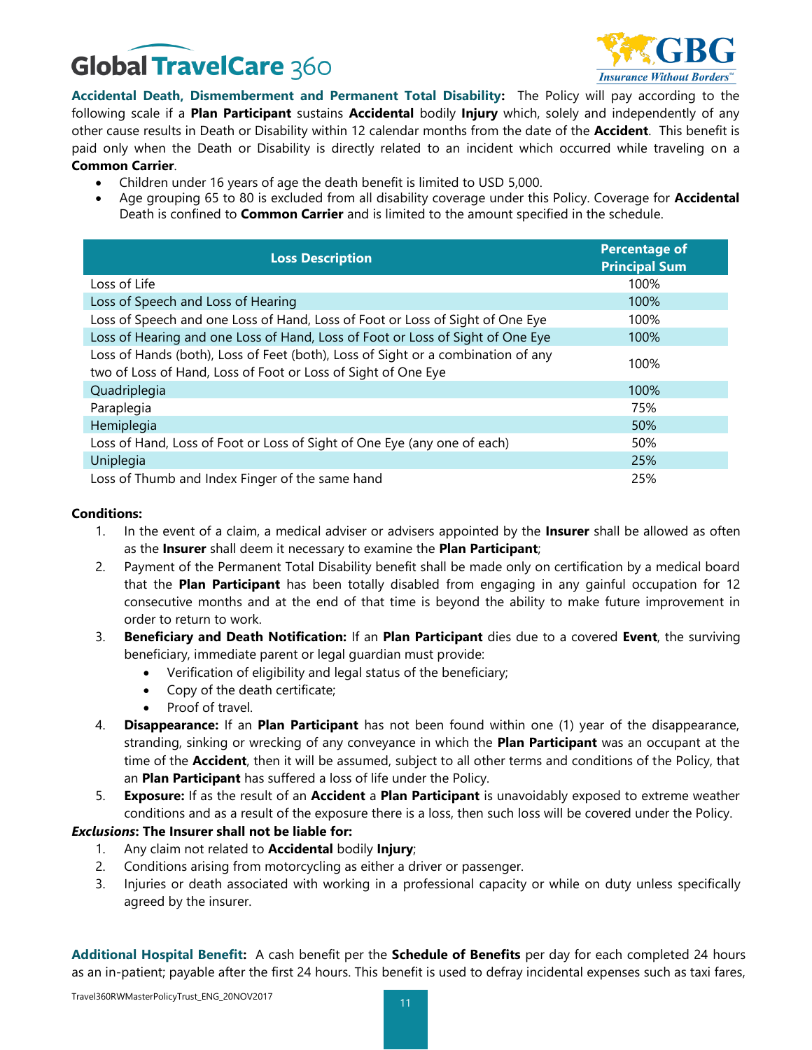**Accidental Death, Dismemberment and Permanent Total Disability:** The Policy will pay according to the following scale if a **Plan Participant** sustains **Accidental** bodily **Injury** which, solely and independently of any other cause results in Death or Disability within 12 calendar months from the date of the **Accident**. This benefit is paid only when the Death or Disability is directly related to an incident which occurred while traveling on a **Common Carrier**.

- Children under 16 years of age the death benefit is limited to USD 5,000.
- Age grouping 65 to 80 is excluded from all disability coverage under this Policy. Coverage for **Accidental** Death is confined to **Common Carrier** and is limited to the amount specified in the schedule.

| Loss Description | Percentage of Principal Sum |
|---|---|
| Loss of Life | 100% |
| Loss of Speech and Loss of Hearing | 100% |
| Loss of Speech and one Loss of Hand, Loss of Foot or Loss of Sight of One Eye | 100% |
| Loss of Hearing and one Loss of Hand, Loss of Foot or Loss of Sight of One Eye | 100% |
| Loss of Hands (both), Loss of Feet (both), Loss of Sight or a combination of any two of Loss of Hand, Loss of Foot or Loss of Sight of One Eye | 100% |
| Quadriplegia | 100% |
| Paraplegia | 75% |
| Hemiplegia | 50% |
| Loss of Hand, Loss of Foot or Loss of Sight of One Eye (any one of each) | 50% |
| Uniplegia | 25% |
| Loss of Thumb and Index Finger of the same hand | 25% |

**Conditions:**

1. In the event of a claim, a medical adviser or advisers appointed by the **Insurer** shall be allowed as often as the **Insurer** shall deem it necessary to examine the **Plan Participant**;
2. Payment of the Permanent Total Disability benefit shall be made only on certification by a medical board that the **Plan Participant** has been totally disabled from engaging in any gainful occupation for 12 consecutive months and at the end of that time is beyond the ability to make future improvement in order to return to work.
3. **Beneficiary and Death Notification:** If an **Plan Participant** dies due to a covered **Event**, the surviving beneficiary, immediate parent or legal guardian must provide:
   - Verification of eligibility and legal status of the beneficiary;
   - Copy of the death certificate;
   - Proof of travel.
4. **Disappearance:** If an **Plan Participant** has not been found within one (1) year of the disappearance, stranding, sinking or wrecking of any conveyance in which the **Plan Participant** was an occupant at the time of the **Accident**, then it will be assumed, subject to all other terms and conditions of the Policy, that an **Plan Participant** has suffered a loss of life under the Policy.
5. **Exposure:** If as the result of an **Accident** a **Plan Participant** is unavoidably exposed to extreme weather conditions and as a result of the exposure there is a loss, then such loss will be covered under the Policy.

***Exclusions*: The Insurer shall not be liable for:**

1. Any claim not related to **Accidental** bodily **Injury**;
2. Conditions arising from motorcycling as either a driver or passenger.
3. Injuries or death associated with working in a professional capacity or while on duty unless specifically agreed by the insurer.

**Additional Hospital Benefit:** A cash benefit per the **Schedule of Benefits** per day for each completed 24 hours as an in-patient; payable after the first 24 hours. This benefit is used to defray incidental expenses such as taxi fares,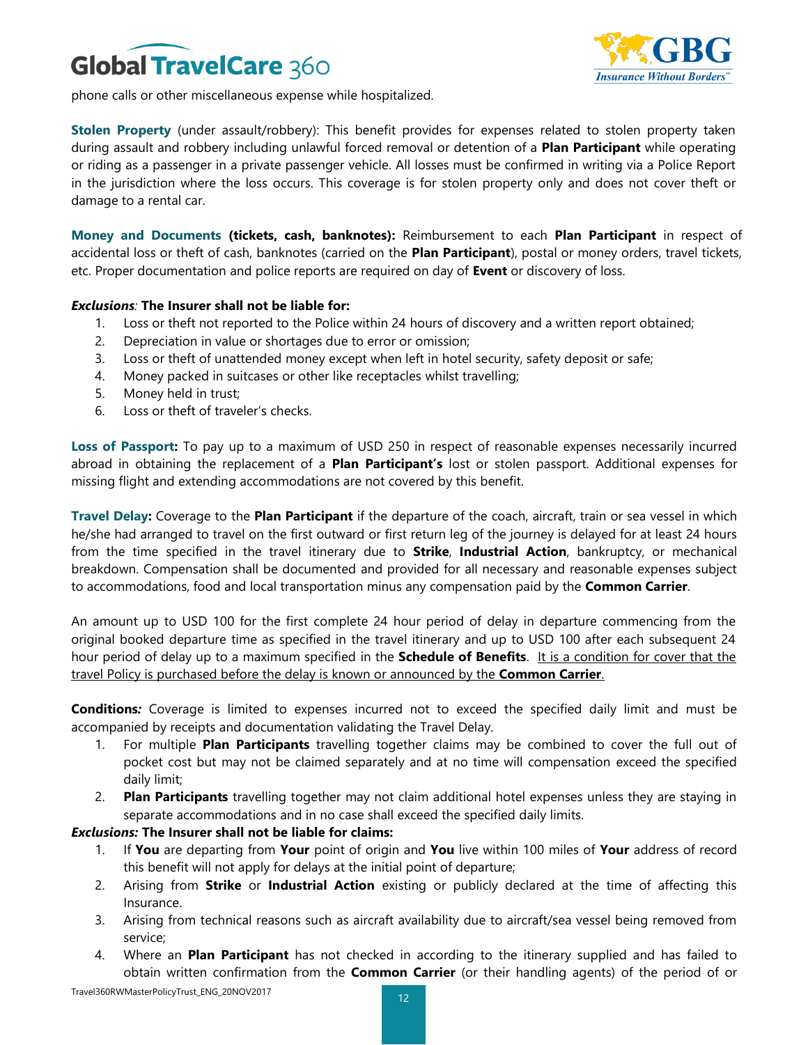phone calls or other miscellaneous expense while hospitalized.

**Stolen Property** (under assault/robbery): This benefit provides for expenses related to stolen property taken during assault and robbery including unlawful forced removal or detention of a **Plan Participant** while operating or riding as a passenger in a private passenger vehicle. All losses must be confirmed in writing via a Police Report in the jurisdiction where the loss occurs. This coverage is for stolen property only and does not cover theft or damage to a rental car.

**Money and Documents (tickets, cash, banknotes):** Reimbursement to each **Plan Participant** in respect of accidental loss or theft of cash, banknotes (carried on the **Plan Participant**), postal or money orders, travel tickets, etc. Proper documentation and police reports are required on day of **Event** or discovery of loss.

***Exclusions:* The Insurer shall not be liable for:**

1. Loss or theft not reported to the Police within 24 hours of discovery and a written report obtained;
2. Depreciation in value or shortages due to error or omission;
3. Loss or theft of unattended money except when left in hotel security, safety deposit or safe;
4. Money packed in suitcases or other like receptacles whilst travelling;
5. Money held in trust;
6. Loss or theft of traveler's checks.

**Loss of Passport:** To pay up to a maximum of USD 250 in respect of reasonable expenses necessarily incurred abroad in obtaining the replacement of a **Plan Participant's** lost or stolen passport. Additional expenses for missing flight and extending accommodations are not covered by this benefit.

**Travel Delay:** Coverage to the **Plan Participant** if the departure of the coach, aircraft, train or sea vessel in which he/she had arranged to travel on the first outward or first return leg of the journey is delayed for at least 24 hours from the time specified in the travel itinerary due to **Strike**, **Industrial Action**, bankruptcy, or mechanical breakdown. Compensation shall be documented and provided for all necessary and reasonable expenses subject to accommodations, food and local transportation minus any compensation paid by the **Common Carrier**.

An amount up to USD 100 for the first complete 24 hour period of delay in departure commencing from the original booked departure time as specified in the travel itinerary and up to USD 100 after each subsequent 24 hour period of delay up to a maximum specified in the **Schedule of Benefits**. It is a condition for cover that the travel Policy is purchased before the delay is known or announced by the **Common Carrier**.

**Conditions*:*** Coverage is limited to expenses incurred not to exceed the specified daily limit and must be accompanied by receipts and documentation validating the Travel Delay.

1. For multiple **Plan Participants** travelling together claims may be combined to cover the full out of pocket cost but may not be claimed separately and at no time will compensation exceed the specified daily limit;
2. **Plan Participants** travelling together may not claim additional hotel expenses unless they are staying in separate accommodations and in no case shall exceed the specified daily limits.

***Exclusions:* The Insurer shall not be liable for claims:**

1. If **You** are departing from **Your** point of origin and **You** live within 100 miles of **Your** address of record this benefit will not apply for delays at the initial point of departure;
2. Arising from **Strike** or **Industrial Action** existing or publicly declared at the time of affecting this Insurance.
3. Arising from technical reasons such as aircraft availability due to aircraft/sea vessel being removed from service;
4. Where an **Plan Participant** has not checked in according to the itinerary supplied and has failed to obtain written confirmation from the **Common Carrier** (or their handling agents) of the period of or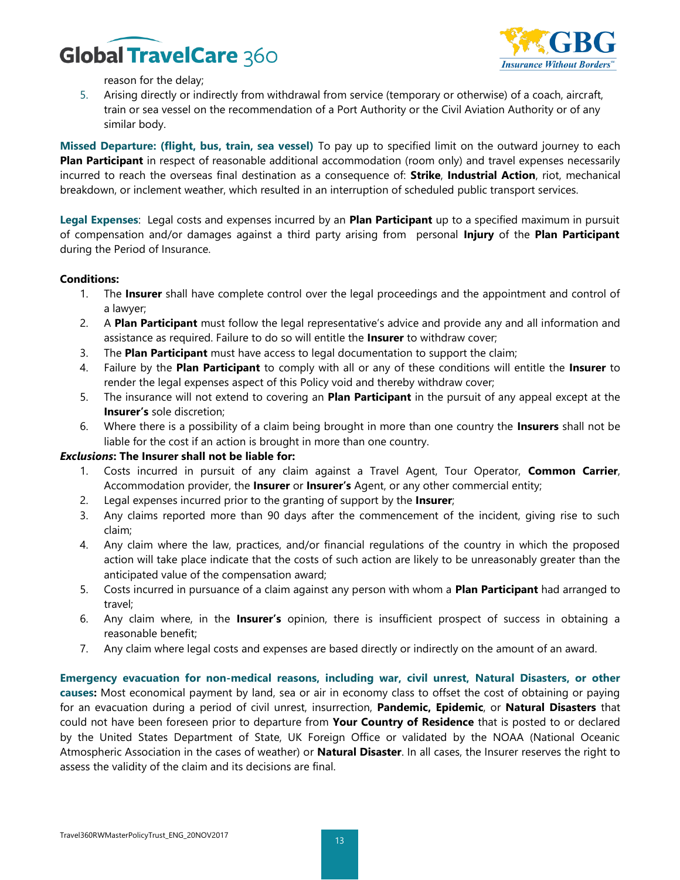reason for the delay;

5. Arising directly or indirectly from withdrawal from service (temporary or otherwise) of a coach, aircraft, train or sea vessel on the recommendation of a Port Authority or the Civil Aviation Authority or of any similar body.

**Missed Departure: (flight, bus, train, sea vessel)** To pay up to specified limit on the outward journey to each **Plan Participant** in respect of reasonable additional accommodation (room only) and travel expenses necessarily incurred to reach the overseas final destination as a consequence of: **Strike**, **Industrial Action**, riot, mechanical breakdown, or inclement weather, which resulted in an interruption of scheduled public transport services.

**Legal Expenses**: Legal costs and expenses incurred by an **Plan Participant** up to a specified maximum in pursuit of compensation and/or damages against a third party arising from personal **Injury** of the **Plan Participant** during the Period of Insurance.

**Conditions:**

1. The **Insurer** shall have complete control over the legal proceedings and the appointment and control of a lawyer;
2. A **Plan Participant** must follow the legal representative's advice and provide any and all information and assistance as required. Failure to do so will entitle the **Insurer** to withdraw cover;
3. The **Plan Participant** must have access to legal documentation to support the claim;
4. Failure by the **Plan Participant** to comply with all or any of these conditions will entitle the **Insurer** to render the legal expenses aspect of this Policy void and thereby withdraw cover;
5. The insurance will not extend to covering an **Plan Participant** in the pursuit of any appeal except at the **Insurer's** sole discretion;
6. Where there is a possibility of a claim being brought in more than one country the **Insurers** shall not be liable for the cost if an action is brought in more than one country.

***Exclusions*: The Insurer shall not be liable for:**

1. Costs incurred in pursuit of any claim against a Travel Agent, Tour Operator, **Common Carrier**, Accommodation provider, the **Insurer** or **Insurer's** Agent, or any other commercial entity;
2. Legal expenses incurred prior to the granting of support by the **Insurer**;
3. Any claims reported more than 90 days after the commencement of the incident, giving rise to such claim;
4. Any claim where the law, practices, and/or financial regulations of the country in which the proposed action will take place indicate that the costs of such action are likely to be unreasonably greater than the anticipated value of the compensation award;
5. Costs incurred in pursuance of a claim against any person with whom a **Plan Participant** had arranged to travel;
6. Any claim where, in the **Insurer's** opinion, there is insufficient prospect of success in obtaining a reasonable benefit;
7. Any claim where legal costs and expenses are based directly or indirectly on the amount of an award.

**Emergency evacuation for non-medical reasons, including war, civil unrest, Natural Disasters, or other causes:** Most economical payment by land, sea or air in economy class to offset the cost of obtaining or paying for an evacuation during a period of civil unrest, insurrection, **Pandemic, Epidemic**, or **Natural Disasters** that could not have been foreseen prior to departure from **Your Country of Residence** that is posted to or declared by the United States Department of State, UK Foreign Office or validated by the NOAA (National Oceanic Atmospheric Association in the cases of weather) or **Natural Disaster**. In all cases, the Insurer reserves the right to assess the validity of the claim and its decisions are final.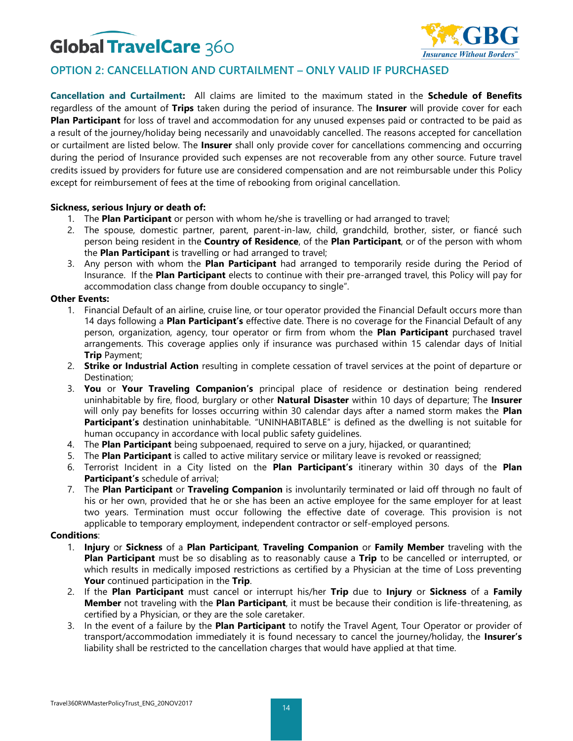## OPTION 2: CANCELLATION AND CURTAILMENT – ONLY VALID IF PURCHASED

**Cancellation and Curtailment:** All claims are limited to the maximum stated in the **Schedule of Benefits** regardless of the amount of **Trips** taken during the period of insurance. The **Insurer** will provide cover for each **Plan Participant** for loss of travel and accommodation for any unused expenses paid or contracted to be paid as a result of the journey/holiday being necessarily and unavoidably cancelled. The reasons accepted for cancellation or curtailment are listed below. The **Insurer** shall only provide cover for cancellations commencing and occurring during the period of Insurance provided such expenses are not recoverable from any other source. Future travel credits issued by providers for future use are considered compensation and are not reimbursable under this Policy except for reimbursement of fees at the time of rebooking from original cancellation.

**Sickness, serious Injury or death of:**

1. The **Plan Participant** or person with whom he/she is travelling or had arranged to travel;
2. The spouse, domestic partner, parent, parent-in-law, child, grandchild, brother, sister, or fiancé such person being resident in the **Country of Residence**, of the **Plan Participant**, or of the person with whom the **Plan Participant** is travelling or had arranged to travel;
3. Any person with whom the **Plan Participant** had arranged to temporarily reside during the Period of Insurance. If the **Plan Participant** elects to continue with their pre-arranged travel, this Policy will pay for accommodation class change from double occupancy to single".

**Other Events:**

1. Financial Default of an airline, cruise line, or tour operator provided the Financial Default occurs more than 14 days following a **Plan Participant's** effective date. There is no coverage for the Financial Default of any person, organization, agency, tour operator or firm from whom the **Plan Participant** purchased travel arrangements. This coverage applies only if insurance was purchased within 15 calendar days of Initial **Trip** Payment;
2. **Strike or Industrial Action** resulting in complete cessation of travel services at the point of departure or Destination;
3. **You** or **Your Traveling Companion's** principal place of residence or destination being rendered uninhabitable by fire, flood, burglary or other **Natural Disaster** within 10 days of departure; The **Insurer** will only pay benefits for losses occurring within 30 calendar days after a named storm makes the **Plan Participant's** destination uninhabitable. "UNINHABITABLE" is defined as the dwelling is not suitable for human occupancy in accordance with local public safety guidelines.
4. The **Plan Participant** being subpoenaed, required to serve on a jury, hijacked, or quarantined;
5. The **Plan Participant** is called to active military service or military leave is revoked or reassigned;
6. Terrorist Incident in a City listed on the **Plan Participant's** itinerary within 30 days of the **Plan Participant's** schedule of arrival;
7. The **Plan Participant** or **Traveling Companion** is involuntarily terminated or laid off through no fault of his or her own, provided that he or she has been an active employee for the same employer for at least two years. Termination must occur following the effective date of coverage. This provision is not applicable to temporary employment, independent contractor or self-employed persons.

**Conditions**:

1. **Injury** or **Sickness** of a **Plan Participant**, **Traveling Companion** or **Family Member** traveling with the **Plan Participant** must be so disabling as to reasonably cause a **Trip** to be cancelled or interrupted, or which results in medically imposed restrictions as certified by a Physician at the time of Loss preventing **Your** continued participation in the **Trip**.
2. If the **Plan Participant** must cancel or interrupt his/her **Trip** due to **Injury** or **Sickness** of a **Family Member** not traveling with the **Plan Participant**, it must be because their condition is life-threatening, as certified by a Physician, or they are the sole caretaker.
3. In the event of a failure by the **Plan Participant** to notify the Travel Agent, Tour Operator or provider of transport/accommodation immediately it is found necessary to cancel the journey/holiday, the **Insurer's** liability shall be restricted to the cancellation charges that would have applied at that time.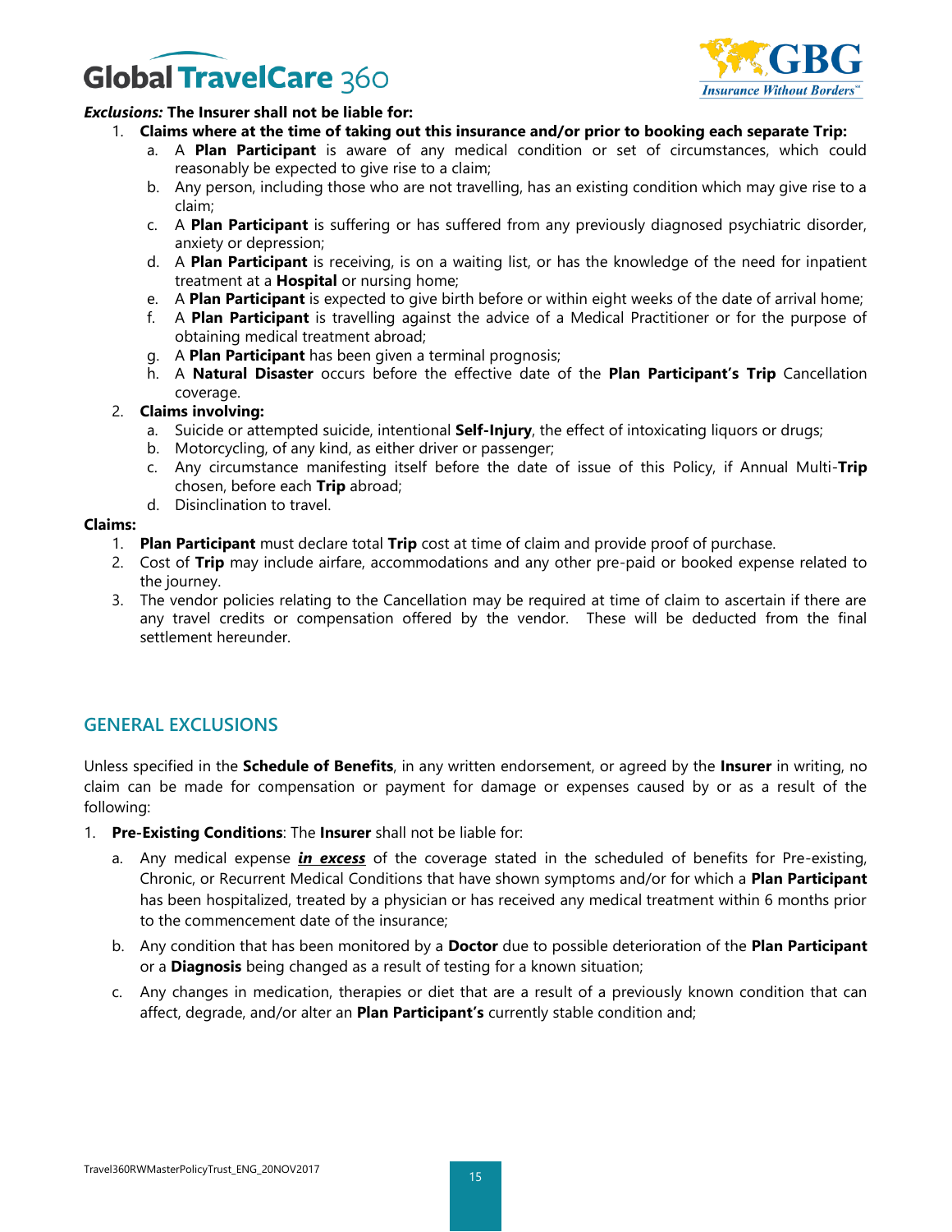***Exclusions:*** **The Insurer shall not be liable for:**

1. **Claims where at the time of taking out this insurance and/or prior to booking each separate Trip:**
    a. A **Plan Participant** is aware of any medical condition or set of circumstances, which could reasonably be expected to give rise to a claim;
    b. Any person, including those who are not travelling, has an existing condition which may give rise to a claim;
    c. A **Plan Participant** is suffering or has suffered from any previously diagnosed psychiatric disorder, anxiety or depression;
    d. A **Plan Participant** is receiving, is on a waiting list, or has the knowledge of the need for inpatient treatment at a **Hospital** or nursing home;
    e. A **Plan Participant** is expected to give birth before or within eight weeks of the date of arrival home;
    f. A **Plan Participant** is travelling against the advice of a Medical Practitioner or for the purpose of obtaining medical treatment abroad;
    g. A **Plan Participant** has been given a terminal prognosis;
    h. A **Natural Disaster** occurs before the effective date of the **Plan Participant's Trip** Cancellation coverage.
2. **Claims involving:**
    a. Suicide or attempted suicide, intentional **Self-Injury**, the effect of intoxicating liquors or drugs;
    b. Motorcycling, of any kind, as either driver or passenger;
    c. Any circumstance manifesting itself before the date of issue of this Policy, if Annual Multi-**Trip** chosen, before each **Trip** abroad;
    d. Disinclination to travel.

**Claims:**

1. **Plan Participant** must declare total **Trip** cost at time of claim and provide proof of purchase.
2. Cost of **Trip** may include airfare, accommodations and any other pre-paid or booked expense related to the journey.
3. The vendor policies relating to the Cancellation may be required at time of claim to ascertain if there are any travel credits or compensation offered by the vendor. These will be deducted from the final settlement hereunder.

## GENERAL EXCLUSIONS

Unless specified in the **Schedule of Benefits**, in any written endorsement, or agreed by the **Insurer** in writing, no claim can be made for compensation or payment for damage or expenses caused by or as a result of the following:

1. **Pre-Existing Conditions**: The **Insurer** shall not be liable for:
    a. Any medical expense ***<u>in excess</u>*** of the coverage stated in the scheduled of benefits for Pre-existing, Chronic, or Recurrent Medical Conditions that have shown symptoms and/or for which a **Plan Participant** has been hospitalized, treated by a physician or has received any medical treatment within 6 months prior to the commencement date of the insurance;
    b. Any condition that has been monitored by a **Doctor** due to possible deterioration of the **Plan Participant** or a **Diagnosis** being changed as a result of testing for a known situation;
    c. Any changes in medication, therapies or diet that are a result of a previously known condition that can affect, degrade, and/or alter an **Plan Participant's** currently stable condition and;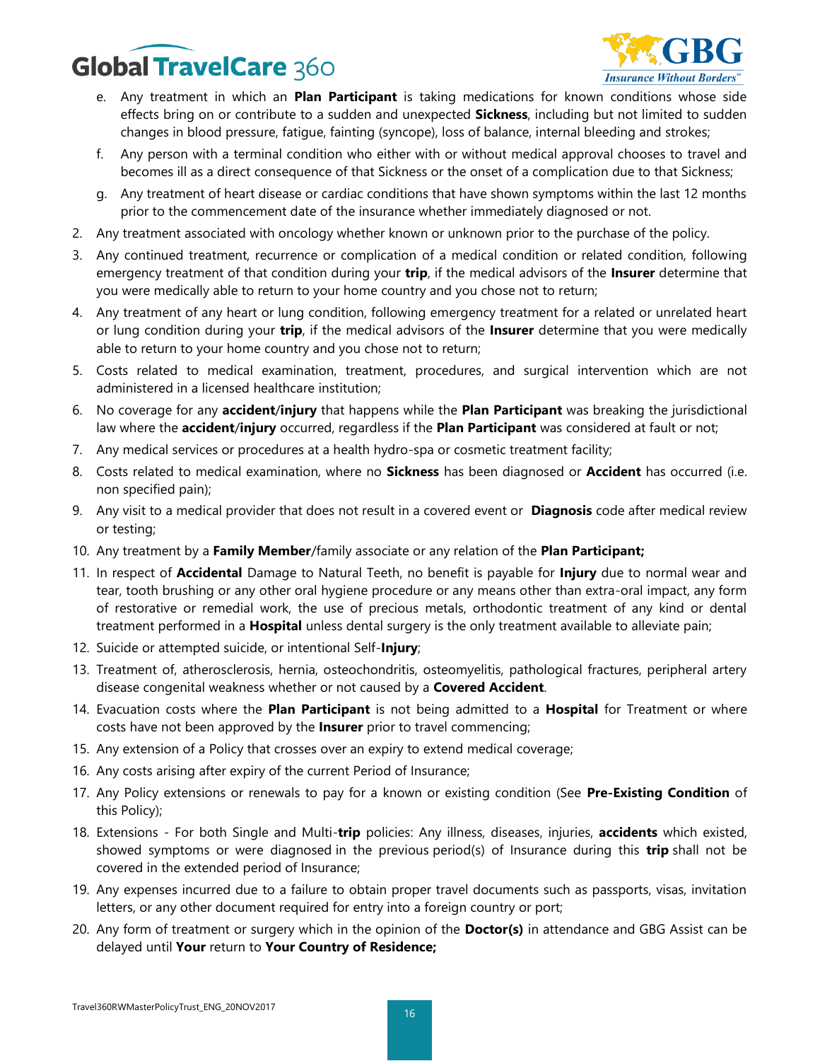e. Any treatment in which an **Plan Participant** is taking medications for known conditions whose side effects bring on or contribute to a sudden and unexpected **Sickness**, including but not limited to sudden changes in blood pressure, fatigue, fainting (syncope), loss of balance, internal bleeding and strokes;

f. Any person with a terminal condition who either with or without medical approval chooses to travel and becomes ill as a direct consequence of that Sickness or the onset of a complication due to that Sickness;

g. Any treatment of heart disease or cardiac conditions that have shown symptoms within the last 12 months prior to the commencement date of the insurance whether immediately diagnosed or not.

2. Any treatment associated with oncology whether known or unknown prior to the purchase of the policy.
3. Any continued treatment, recurrence or complication of a medical condition or related condition, following emergency treatment of that condition during your **trip**, if the medical advisors of the **Insurer** determine that you were medically able to return to your home country and you chose not to return;
4. Any treatment of any heart or lung condition, following emergency treatment for a related or unrelated heart or lung condition during your **trip**, if the medical advisors of the **Insurer** determine that you were medically able to return to your home country and you chose not to return;
5. Costs related to medical examination, treatment, procedures, and surgical intervention which are not administered in a licensed healthcare institution;
6. No coverage for any **accident/injury** that happens while the **Plan Participant** was breaking the jurisdictional law where the **accident/injury** occurred, regardless if the **Plan Participant** was considered at fault or not;
7. Any medical services or procedures at a health hydro-spa or cosmetic treatment facility;
8. Costs related to medical examination, where no **Sickness** has been diagnosed or **Accident** has occurred (i.e. non specified pain);
9. Any visit to a medical provider that does not result in a covered event or **Diagnosis** code after medical review or testing;
10. Any treatment by a **Family Member**/family associate or any relation of the **Plan Participant;**
11. In respect of **Accidental** Damage to Natural Teeth, no benefit is payable for **Injury** due to normal wear and tear, tooth brushing or any other oral hygiene procedure or any means other than extra-oral impact, any form of restorative or remedial work, the use of precious metals, orthodontic treatment of any kind or dental treatment performed in a **Hospital** unless dental surgery is the only treatment available to alleviate pain;
12. Suicide or attempted suicide, or intentional Self-**Injury**;
13. Treatment of, atherosclerosis, hernia, osteochondritis, osteomyelitis, pathological fractures, peripheral artery disease congenital weakness whether or not caused by a **Covered Accident**.
14. Evacuation costs where the **Plan Participant** is not being admitted to a **Hospital** for Treatment or where costs have not been approved by the **Insurer** prior to travel commencing;
15. Any extension of a Policy that crosses over an expiry to extend medical coverage;
16. Any costs arising after expiry of the current Period of Insurance;
17. Any Policy extensions or renewals to pay for a known or existing condition (See **Pre-Existing Condition** of this Policy);
18. Extensions - For both Single and Multi-**trip** policies: Any illness, diseases, injuries, **accidents** which existed, showed symptoms or were diagnosed in the previous period(s) of Insurance during this **trip** shall not be covered in the extended period of Insurance;
19. Any expenses incurred due to a failure to obtain proper travel documents such as passports, visas, invitation letters, or any other document required for entry into a foreign country or port;
20. Any form of treatment or surgery which in the opinion of the **Doctor(s)** in attendance and GBG Assist can be delayed until **Your** return to **Your Country of Residence;**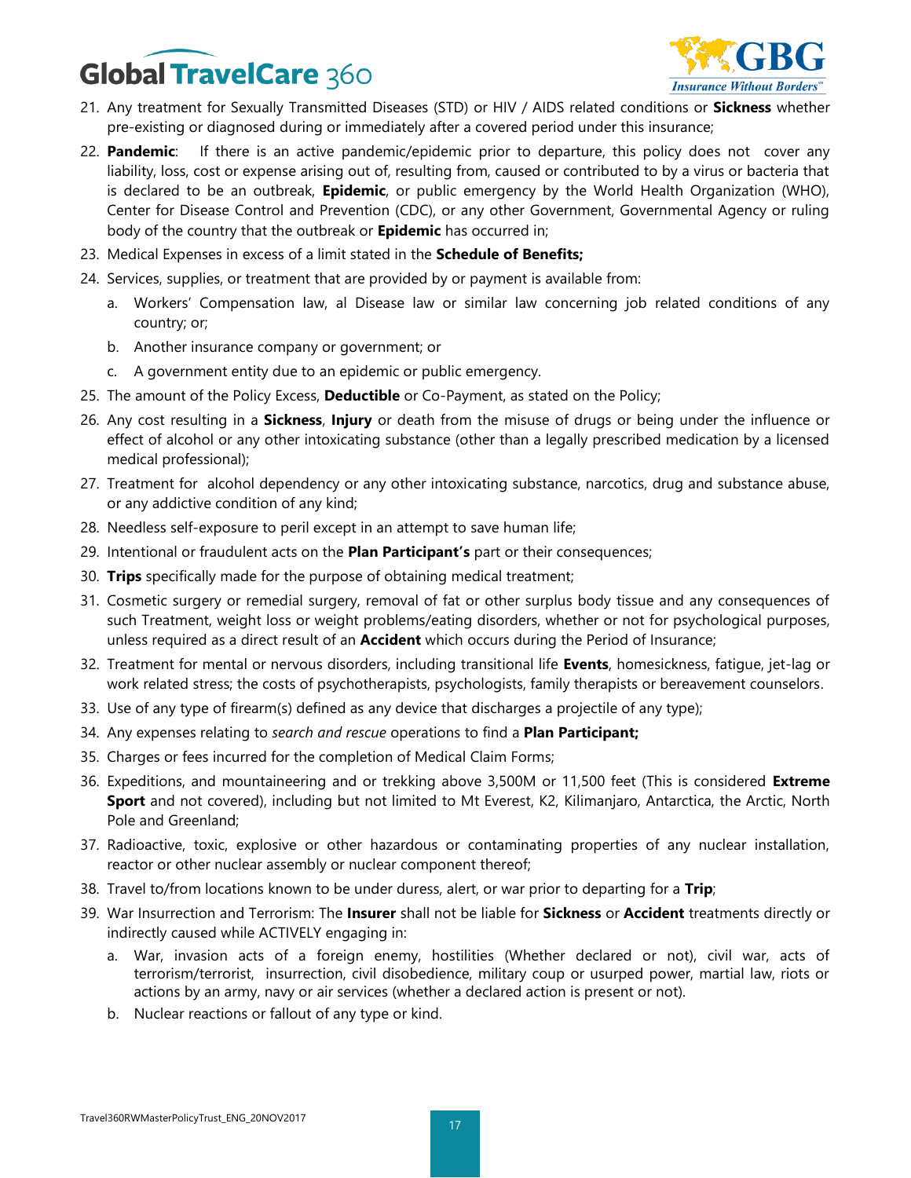21. Any treatment for Sexually Transmitted Diseases (STD) or HIV / AIDS related conditions or **Sickness** whether pre-existing or diagnosed during or immediately after a covered period under this insurance;
22. **Pandemic**: If there is an active pandemic/epidemic prior to departure, this policy does not cover any liability, loss, cost or expense arising out of, resulting from, caused or contributed to by a virus or bacteria that is declared to be an outbreak, **Epidemic**, or public emergency by the World Health Organization (WHO), Center for Disease Control and Prevention (CDC), or any other Government, Governmental Agency or ruling body of the country that the outbreak or **Epidemic** has occurred in;
23. Medical Expenses in excess of a limit stated in the **Schedule of Benefits;**
24. Services, supplies, or treatment that are provided by or payment is available from:
    a. Workers' Compensation law, al Disease law or similar law concerning job related conditions of any country; or;
    b. Another insurance company or government; or
    c. A government entity due to an epidemic or public emergency.
25. The amount of the Policy Excess, **Deductible** or Co-Payment, as stated on the Policy;
26. Any cost resulting in a **Sickness**, **Injury** or death from the misuse of drugs or being under the influence or effect of alcohol or any other intoxicating substance (other than a legally prescribed medication by a licensed medical professional);
27. Treatment for alcohol dependency or any other intoxicating substance, narcotics, drug and substance abuse, or any addictive condition of any kind;
28. Needless self-exposure to peril except in an attempt to save human life;
29. Intentional or fraudulent acts on the **Plan Participant's** part or their consequences;
30. **Trips** specifically made for the purpose of obtaining medical treatment;
31. Cosmetic surgery or remedial surgery, removal of fat or other surplus body tissue and any consequences of such Treatment, weight loss or weight problems/eating disorders, whether or not for psychological purposes, unless required as a direct result of an **Accident** which occurs during the Period of Insurance;
32. Treatment for mental or nervous disorders, including transitional life **Events**, homesickness, fatigue, jet-lag or work related stress; the costs of psychotherapists, psychologists, family therapists or bereavement counselors.
33. Use of any type of firearm(s) defined as any device that discharges a projectile of any type);
34. Any expenses relating to *search and rescue* operations to find a **Plan Participant;**
35. Charges or fees incurred for the completion of Medical Claim Forms;
36. Expeditions, and mountaineering and or trekking above 3,500M or 11,500 feet (This is considered **Extreme Sport** and not covered), including but not limited to Mt Everest, K2, Kilimanjaro, Antarctica, the Arctic, North Pole and Greenland;
37. Radioactive, toxic, explosive or other hazardous or contaminating properties of any nuclear installation, reactor or other nuclear assembly or nuclear component thereof;
38. Travel to/from locations known to be under duress, alert, or war prior to departing for a **Trip**;
39. War Insurrection and Terrorism: The **Insurer** shall not be liable for **Sickness** or **Accident** treatments directly or indirectly caused while ACTIVELY engaging in:
    a. War, invasion acts of a foreign enemy, hostilities (Whether declared or not), civil war, acts of terrorism/terrorist, insurrection, civil disobedience, military coup or usurped power, martial law, riots or actions by an army, navy or air services (whether a declared action is present or not).
    b. Nuclear reactions or fallout of any type or kind.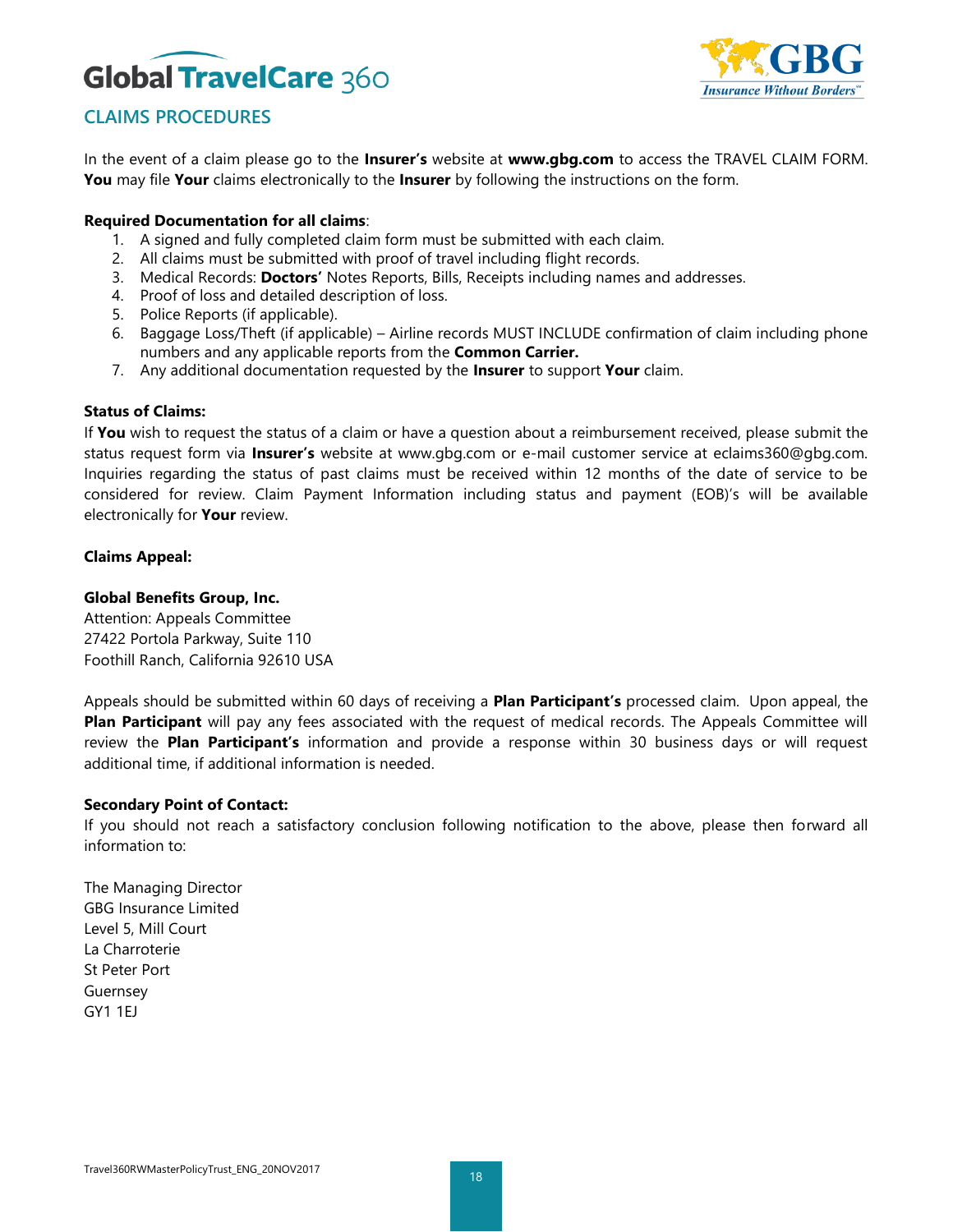## CLAIMS PROCEDURES

In the event of a claim please go to the **Insurer's** website at **www.gbg.com** to access the TRAVEL CLAIM FORM. **You** may file **Your** claims electronically to the **Insurer** by following the instructions on the form.

**Required Documentation for all claims**:

1. A signed and fully completed claim form must be submitted with each claim.
2. All claims must be submitted with proof of travel including flight records.
3. Medical Records: **Doctors'** Notes Reports, Bills, Receipts including names and addresses.
4. Proof of loss and detailed description of loss.
5. Police Reports (if applicable).
6. Baggage Loss/Theft (if applicable) – Airline records MUST INCLUDE confirmation of claim including phone numbers and any applicable reports from the **Common Carrier.**
7. Any additional documentation requested by the **Insurer** to support **Your** claim.

**Status of Claims:**
If **You** wish to request the status of a claim or have a question about a reimbursement received, please submit the status request form via **Insurer's** website at www.gbg.com or e-mail customer service at eclaims360@gbg.com. Inquiries regarding the status of past claims must be received within 12 months of the date of service to be considered for review. Claim Payment Information including status and payment (EOB)'s will be available electronically for **Your** review.

**Claims Appeal:**

**Global Benefits Group, Inc.**
Attention: Appeals Committee
27422 Portola Parkway, Suite 110
Foothill Ranch, California 92610 USA

Appeals should be submitted within 60 days of receiving a **Plan Participant's** processed claim. Upon appeal, the **Plan Participant** will pay any fees associated with the request of medical records. The Appeals Committee will review the **Plan Participant's** information and provide a response within 30 business days or will request additional time, if additional information is needed.

**Secondary Point of Contact:**
If you should not reach a satisfactory conclusion following notification to the above, please then forward all information to:

The Managing Director
GBG Insurance Limited
Level 5, Mill Court
La Charroterie
St Peter Port
Guernsey
GY1 1EJ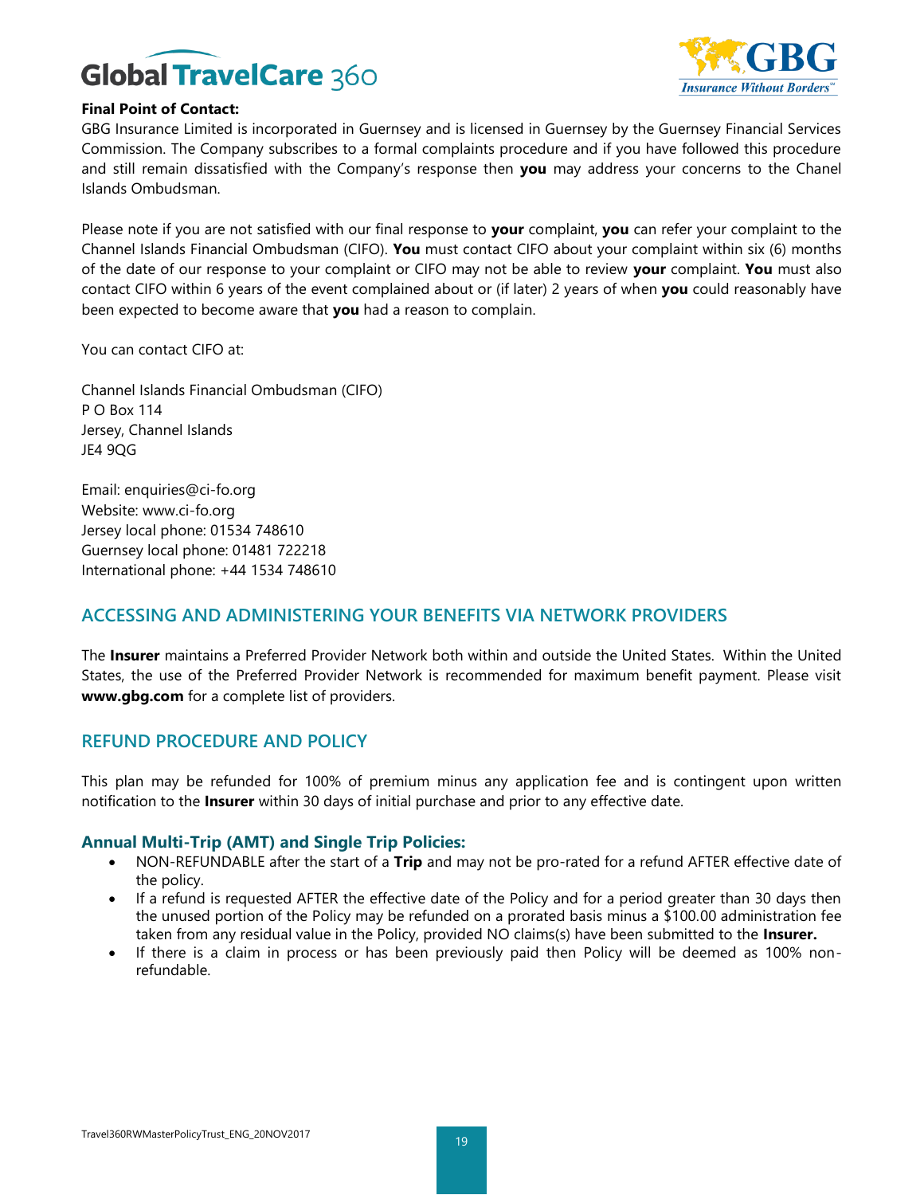**Final Point of Contact:**
GBG Insurance Limited is incorporated in Guernsey and is licensed in Guernsey by the Guernsey Financial Services Commission. The Company subscribes to a formal complaints procedure and if you have followed this procedure and still remain dissatisfied with the Company's response then **you** may address your concerns to the Chanel Islands Ombudsman.

Please note if you are not satisfied with our final response to **your** complaint, **you** can refer your complaint to the Channel Islands Financial Ombudsman (CIFO). **You** must contact CIFO about your complaint within six (6) months of the date of our response to your complaint or CIFO may not be able to review **your** complaint. **You** must also contact CIFO within 6 years of the event complained about or (if later) 2 years of when **you** could reasonably have been expected to become aware that **you** had a reason to complain.

You can contact CIFO at:

Channel Islands Financial Ombudsman (CIFO)
P O Box 114
Jersey, Channel Islands
JE4 9QG

Email: enquiries@ci-fo.org
Website: www.ci-fo.org
Jersey local phone: 01534 748610
Guernsey local phone: 01481 722218
International phone: +44 1534 748610

## ACCESSING AND ADMINISTERING YOUR BENEFITS VIA NETWORK PROVIDERS

The **Insurer** maintains a Preferred Provider Network both within and outside the United States. Within the United States, the use of the Preferred Provider Network is recommended for maximum benefit payment. Please visit **www.gbg.com** for a complete list of providers.

## REFUND PROCEDURE AND POLICY

This plan may be refunded for 100% of premium minus any application fee and is contingent upon written notification to the **Insurer** within 30 days of initial purchase and prior to any effective date.

### Annual Multi-Trip (AMT) and Single Trip Policies:

- NON-REFUNDABLE after the start of a **Trip** and may not be pro-rated for a refund AFTER effective date of the policy.
- If a refund is requested AFTER the effective date of the Policy and for a period greater than 30 days then the unused portion of the Policy may be refunded on a prorated basis minus a $100.00 administration fee taken from any residual value in the Policy, provided NO claims(s) have been submitted to the **Insurer.**
- If there is a claim in process or has been previously paid then Policy will be deemed as 100% non-refundable.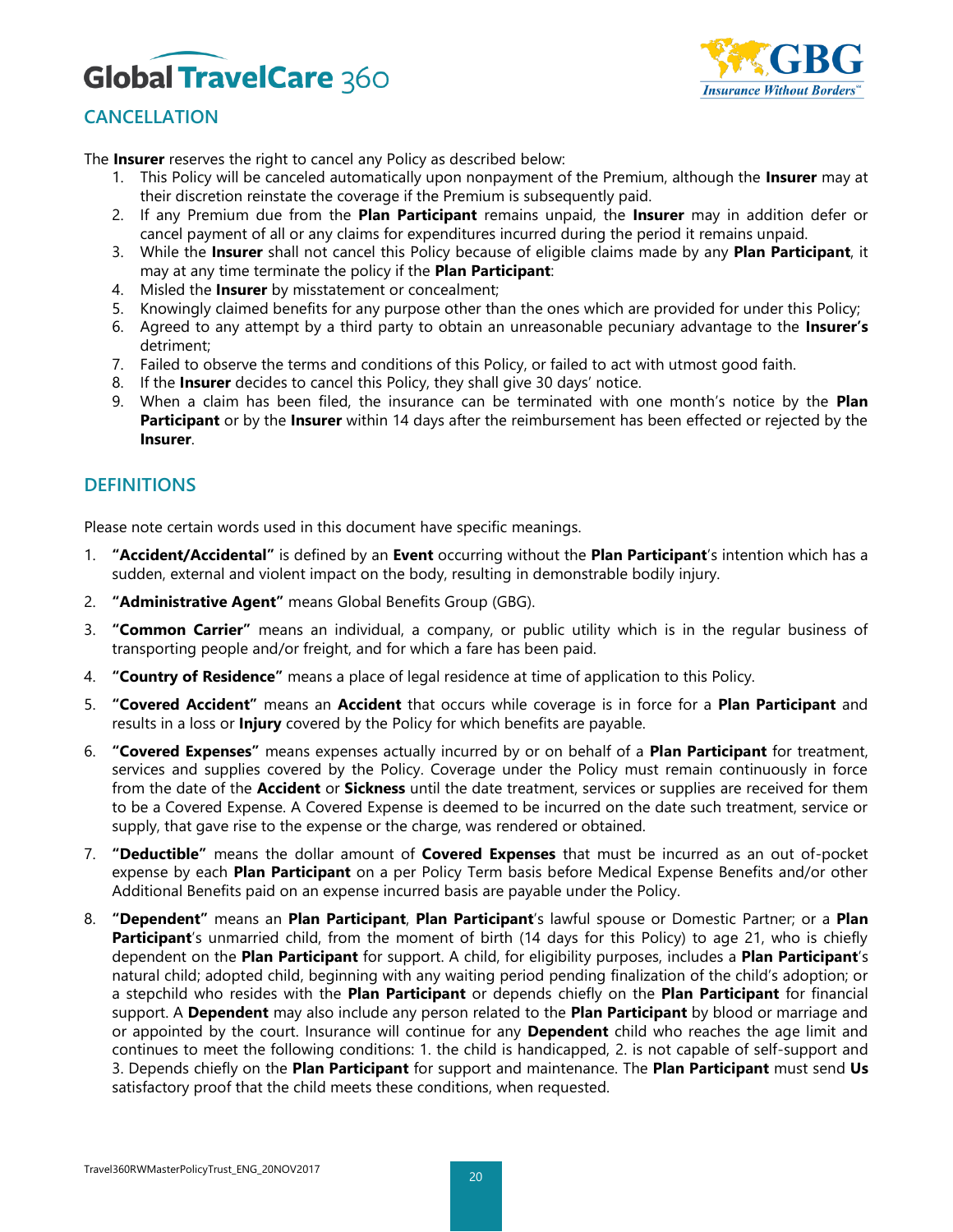## CANCELLATION

The **Insurer** reserves the right to cancel any Policy as described below:

1. This Policy will be canceled automatically upon nonpayment of the Premium, although the **Insurer** may at their discretion reinstate the coverage if the Premium is subsequently paid.
2. If any Premium due from the **Plan Participant** remains unpaid, the **Insurer** may in addition defer or cancel payment of all or any claims for expenditures incurred during the period it remains unpaid.
3. While the **Insurer** shall not cancel this Policy because of eligible claims made by any **Plan Participant**, it may at any time terminate the policy if the **Plan Participant**:
4. Misled the **Insurer** by misstatement or concealment;
5. Knowingly claimed benefits for any purpose other than the ones which are provided for under this Policy;
6. Agreed to any attempt by a third party to obtain an unreasonable pecuniary advantage to the **Insurer's** detriment;
7. Failed to observe the terms and conditions of this Policy, or failed to act with utmost good faith.
8. If the **Insurer** decides to cancel this Policy, they shall give 30 days' notice.
9. When a claim has been filed, the insurance can be terminated with one month's notice by the **Plan Participant** or by the **Insurer** within 14 days after the reimbursement has been effected or rejected by the **Insurer**.

## DEFINITIONS

Please note certain words used in this document have specific meanings.

1. **"Accident/Accidental"** is defined by an **Event** occurring without the **Plan Participant**'s intention which has a sudden, external and violent impact on the body, resulting in demonstrable bodily injury.
2. **"Administrative Agent"** means Global Benefits Group (GBG).
3. **"Common Carrier"** means an individual, a company, or public utility which is in the regular business of transporting people and/or freight, and for which a fare has been paid.
4. **"Country of Residence"** means a place of legal residence at time of application to this Policy.
5. **"Covered Accident"** means an **Accident** that occurs while coverage is in force for a **Plan Participant** and results in a loss or **Injury** covered by the Policy for which benefits are payable.
6. **"Covered Expenses"** means expenses actually incurred by or on behalf of a **Plan Participant** for treatment, services and supplies covered by the Policy. Coverage under the Policy must remain continuously in force from the date of the **Accident** or **Sickness** until the date treatment, services or supplies are received for them to be a Covered Expense. A Covered Expense is deemed to be incurred on the date such treatment, service or supply, that gave rise to the expense or the charge, was rendered or obtained.
7. **"Deductible"** means the dollar amount of **Covered Expenses** that must be incurred as an out of-pocket expense by each **Plan Participant** on a per Policy Term basis before Medical Expense Benefits and/or other Additional Benefits paid on an expense incurred basis are payable under the Policy.
8. **"Dependent"** means an **Plan Participant**, **Plan Participant**'s lawful spouse or Domestic Partner; or a **Plan Participant**'s unmarried child, from the moment of birth (14 days for this Policy) to age 21, who is chiefly dependent on the **Plan Participant** for support. A child, for eligibility purposes, includes a **Plan Participant**'s natural child; adopted child, beginning with any waiting period pending finalization of the child's adoption; or a stepchild who resides with the **Plan Participant** or depends chiefly on the **Plan Participant** for financial support. A **Dependent** may also include any person related to the **Plan Participant** by blood or marriage and or appointed by the court. Insurance will continue for any **Dependent** child who reaches the age limit and continues to meet the following conditions: 1. the child is handicapped, 2. is not capable of self-support and 3. Depends chiefly on the **Plan Participant** for support and maintenance. The **Plan Participant** must send **Us** satisfactory proof that the child meets these conditions, when requested.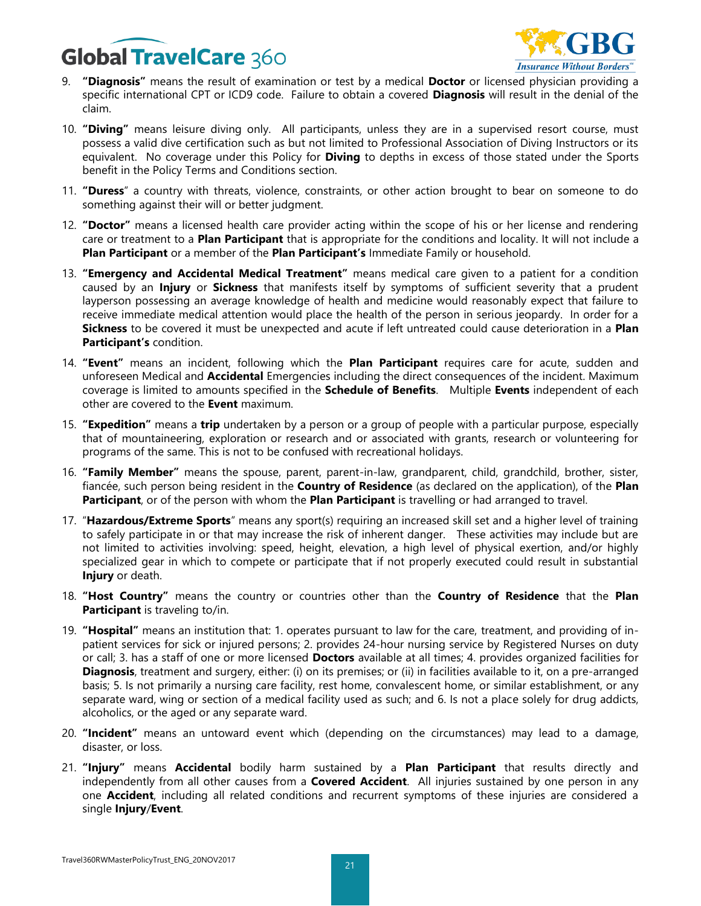9. **"Diagnosis"** means the result of examination or test by a medical **Doctor** or licensed physician providing a specific international CPT or ICD9 code. Failure to obtain a covered **Diagnosis** will result in the denial of the claim.

10. **"Diving"** means leisure diving only. All participants, unless they are in a supervised resort course, must possess a valid dive certification such as but not limited to Professional Association of Diving Instructors or its equivalent. No coverage under this Policy for **Diving** to depths in excess of those stated under the Sports benefit in the Policy Terms and Conditions section.

11. **"Duress**" a country with threats, violence, constraints, or other action brought to bear on someone to do something against their will or better judgment.

12. **"Doctor"** means a licensed health care provider acting within the scope of his or her license and rendering care or treatment to a **Plan Participant** that is appropriate for the conditions and locality. It will not include a **Plan Participant** or a member of the **Plan Participant's** Immediate Family or household.

13. **"Emergency and Accidental Medical Treatment"** means medical care given to a patient for a condition caused by an **Injury** or **Sickness** that manifests itself by symptoms of sufficient severity that a prudent layperson possessing an average knowledge of health and medicine would reasonably expect that failure to receive immediate medical attention would place the health of the person in serious jeopardy. In order for a **Sickness** to be covered it must be unexpected and acute if left untreated could cause deterioration in a **Plan Participant's** condition.

14. **"Event"** means an incident, following which the **Plan Participant** requires care for acute, sudden and unforeseen Medical and **Accidental** Emergencies including the direct consequences of the incident. Maximum coverage is limited to amounts specified in the **Schedule of Benefits**. Multiple **Events** independent of each other are covered to the **Event** maximum.

15. **"Expedition"** means a **trip** undertaken by a person or a group of people with a particular purpose, especially that of mountaineering, exploration or research and or associated with grants, research or volunteering for programs of the same. This is not to be confused with recreational holidays.

16. **"Family Member"** means the spouse, parent, parent-in-law, grandparent, child, grandchild, brother, sister, fiancée, such person being resident in the **Country of Residence** (as declared on the application), of the **Plan Participant**, or of the person with whom the **Plan Participant** is travelling or had arranged to travel.

17. "**Hazardous/Extreme Sports**" means any sport(s) requiring an increased skill set and a higher level of training to safely participate in or that may increase the risk of inherent danger. These activities may include but are not limited to activities involving: speed, height, elevation, a high level of physical exertion, and/or highly specialized gear in which to compete or participate that if not properly executed could result in substantial **Injury** or death.

18. **"Host Country"** means the country or countries other than the **Country of Residence** that the **Plan Participant** is traveling to/in.

19. **"Hospital"** means an institution that: 1. operates pursuant to law for the care, treatment, and providing of in-patient services for sick or injured persons; 2. provides 24-hour nursing service by Registered Nurses on duty or call; 3. has a staff of one or more licensed **Doctors** available at all times; 4. provides organized facilities for **Diagnosis**, treatment and surgery, either: (i) on its premises; or (ii) in facilities available to it, on a pre-arranged basis; 5. Is not primarily a nursing care facility, rest home, convalescent home, or similar establishment, or any separate ward, wing or section of a medical facility used as such; and 6. Is not a place solely for drug addicts, alcoholics, or the aged or any separate ward.

20. **"Incident"** means an untoward event which (depending on the circumstances) may lead to a damage, disaster, or loss.

21. **"Injury"** means **Accidental** bodily harm sustained by a **Plan Participant** that results directly and independently from all other causes from a **Covered Accident**. All injuries sustained by one person in any one **Accident**, including all related conditions and recurrent symptoms of these injuries are considered a single **Injury**/**Event**.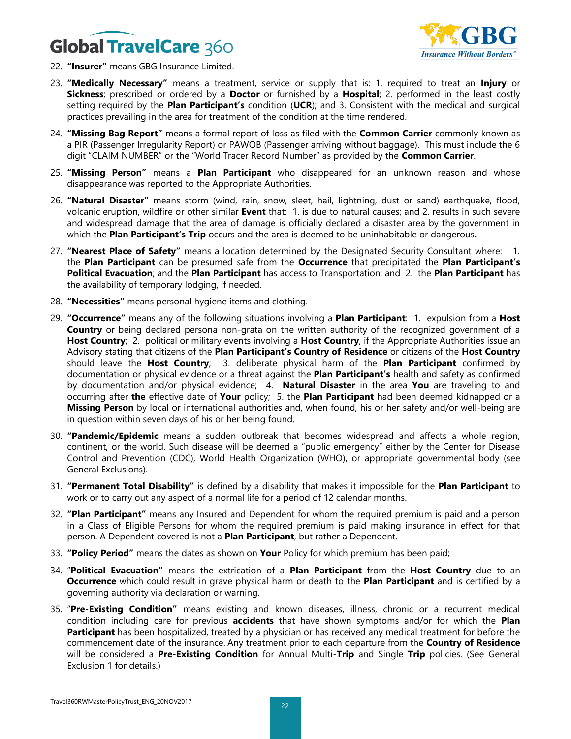22. **"Insurer"** means GBG Insurance Limited.

23. **"Medically Necessary"** means a treatment, service or supply that is: 1. required to treat an **Injury** or **Sickness**; prescribed or ordered by a **Doctor** or furnished by a **Hospital**; 2. performed in the least costly setting required by the **Plan Participant's** condition (**UCR**); and 3. Consistent with the medical and surgical practices prevailing in the area for treatment of the condition at the time rendered.

24. **"Missing Bag Report"** means a formal report of loss as filed with the **Common Carrier** commonly known as a PIR (Passenger Irregularity Report) or PAWOB (Passenger arriving without baggage). This must include the 6 digit "CLAIM NUMBER" or the "World Tracer Record Number" as provided by the **Common Carrier**.

25. **"Missing Person"** means a **Plan Participant** who disappeared for an unknown reason and whose disappearance was reported to the Appropriate Authorities.

26. **"Natural Disaster"** means storm (wind, rain, snow, sleet, hail, lightning, dust or sand) earthquake, flood, volcanic eruption, wildfire or other similar **Event** that: 1. is due to natural causes; and 2. results in such severe and widespread damage that the area of damage is officially declared a disaster area by the government in which the **Plan Participant's Trip** occurs and the area is deemed to be uninhabitable or dangerous**.**

27. **"Nearest Place of Safety"** means a location determined by the Designated Security Consultant where: 1. the **Plan Participant** can be presumed safe from the **Occurrence** that precipitated the **Plan Participant's Political Evacuation**; and the **Plan Participant** has access to Transportation; and 2. the **Plan Participant** has the availability of temporary lodging, if needed.

28. **"Necessities"** means personal hygiene items and clothing.

29. **"Occurrence"** means any of the following situations involving a **Plan Participant**: 1. expulsion from a **Host Country** or being declared persona non-grata on the written authority of the recognized government of a **Host Country**; 2. political or military events involving a **Host Country**, if the Appropriate Authorities issue an Advisory stating that citizens of the **Plan Participant's Country of Residence** or citizens of the **Host Country** should leave the **Host Country**; 3. deliberate physical harm of the **Plan Participant** confirmed by documentation or physical evidence or a threat against the **Plan Participant's** health and safety as confirmed by documentation and/or physical evidence; 4. **Natural Disaster** in the area **You** are traveling to and occurring after **the** effective date of **Your** policy; 5. the **Plan Participant** had been deemed kidnapped or a **Missing Person** by local or international authorities and, when found, his or her safety and/or well-being are in question within seven days of his or her being found.

30. **"Pandemic/Epidemic** means a sudden outbreak that becomes widespread and affects a whole region, continent, or the world. Such disease will be deemed a "public emergency" either by the Center for Disease Control and Prevention (CDC), World Health Organization (WHO), or appropriate governmental body (see General Exclusions).

31. **"Permanent Total Disability"** is defined by a disability that makes it impossible for the **Plan Participant** to work or to carry out any aspect of a normal life for a period of 12 calendar months.

32. **"Plan Participant"** means any Insured and Dependent for whom the required premium is paid and a person in a Class of Eligible Persons for whom the required premium is paid making insurance in effect for that person. A Dependent covered is not a **Plan Participant**, but rather a Dependent.

33. **"Policy Period"** means the dates as shown on **Your** Policy for which premium has been paid;

34. "**Political Evacuation"** means the extrication of a **Plan Participant** from the **Host Country** due to an **Occurrence** which could result in grave physical harm or death to the **Plan Participant** and is certified by a governing authority via declaration or warning.

35. "**Pre-Existing Condition"** means existing and known diseases, illness, chronic or a recurrent medical condition including care for previous **accidents** that have shown symptoms and/or for which the **Plan Participant** has been hospitalized, treated by a physician or has received any medical treatment for before the commencement date of the insurance. Any treatment prior to each departure from the **Country of Residence** will be considered a **Pre-Existing Condition** for Annual Multi-**Trip** and Single **Trip** policies. (See General Exclusion 1 for details.)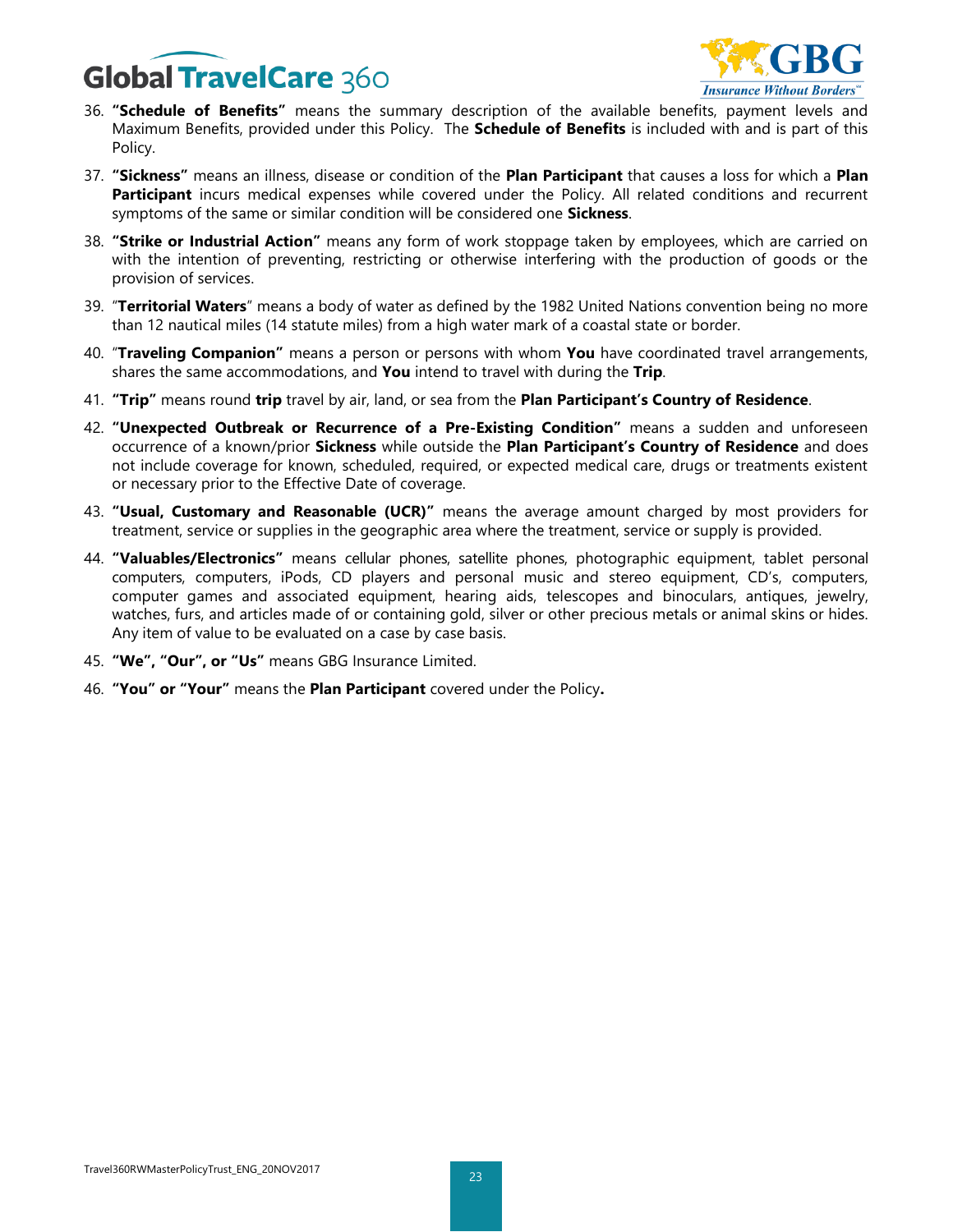36. **"Schedule of Benefits"** means the summary description of the available benefits, payment levels and Maximum Benefits, provided under this Policy. The **Schedule of Benefits** is included with and is part of this Policy.
37. **"Sickness"** means an illness, disease or condition of the **Plan Participant** that causes a loss for which a **Plan Participant** incurs medical expenses while covered under the Policy. All related conditions and recurrent symptoms of the same or similar condition will be considered one **Sickness**.
38. **"Strike or Industrial Action"** means any form of work stoppage taken by employees, which are carried on with the intention of preventing, restricting or otherwise interfering with the production of goods or the provision of services.
39. "**Territorial Waters**" means a body of water as defined by the 1982 United Nations convention being no more than 12 nautical miles (14 statute miles) from a high water mark of a coastal state or border.
40. "**Traveling Companion"** means a person or persons with whom **You** have coordinated travel arrangements, shares the same accommodations, and **You** intend to travel with during the **Trip**.
41. **"Trip"** means round **trip** travel by air, land, or sea from the **Plan Participant's Country of Residence**.
42. **"Unexpected Outbreak or Recurrence of a Pre-Existing Condition"** means a sudden and unforeseen occurrence of a known/prior **Sickness** while outside the **Plan Participant's Country of Residence** and does not include coverage for known, scheduled, required, or expected medical care, drugs or treatments existent or necessary prior to the Effective Date of coverage.
43. **"Usual, Customary and Reasonable (UCR)"** means the average amount charged by most providers for treatment, service or supplies in the geographic area where the treatment, service or supply is provided.
44. **"Valuables/Electronics"** means cellular phones, satellite phones, photographic equipment, tablet personal computers, computers, iPods, CD players and personal music and stereo equipment, CD's, computers, computer games and associated equipment, hearing aids, telescopes and binoculars, antiques, jewelry, watches, furs, and articles made of or containing gold, silver or other precious metals or animal skins or hides. Any item of value to be evaluated on a case by case basis.
45. **"We", "Our", or "Us"** means GBG Insurance Limited.
46. **"You" or "Your"** means the **Plan Participant** covered under the Policy**.**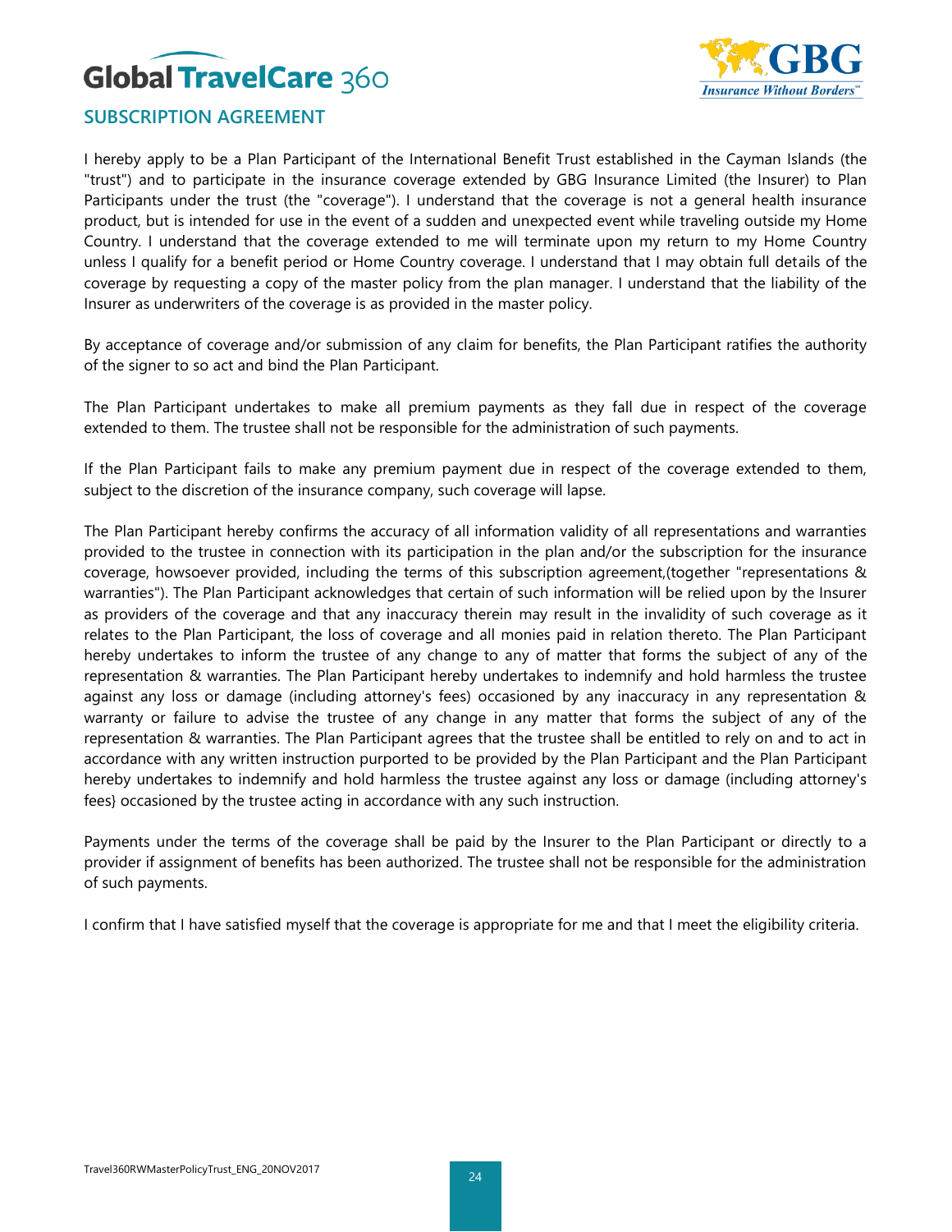## SUBSCRIPTION AGREEMENT

I hereby apply to be a Plan Participant of the International Benefit Trust established in the Cayman Islands (the "trust") and to participate in the insurance coverage extended by GBG Insurance Limited (the Insurer) to Plan Participants under the trust (the "coverage"). I understand that the coverage is not a general health insurance product, but is intended for use in the event of a sudden and unexpected event while traveling outside my Home Country. I understand that the coverage extended to me will terminate upon my return to my Home Country unless I qualify for a benefit period or Home Country coverage. I understand that I may obtain full details of the coverage by requesting a copy of the master policy from the plan manager. I understand that the liability of the Insurer as underwriters of the coverage is as provided in the master policy.

By acceptance of coverage and/or submission of any claim for benefits, the Plan Participant ratifies the authority of the signer to so act and bind the Plan Participant.

The Plan Participant undertakes to make all premium payments as they fall due in respect of the coverage extended to them. The trustee shall not be responsible for the administration of such payments.

If the Plan Participant fails to make any premium payment due in respect of the coverage extended to them, subject to the discretion of the insurance company, such coverage will lapse.

The Plan Participant hereby confirms the accuracy of all information validity of all representations and warranties provided to the trustee in connection with its participation in the plan and/or the subscription for the insurance coverage, howsoever provided, including the terms of this subscription agreement,(together "representations & warranties"). The Plan Participant acknowledges that certain of such information will be relied upon by the Insurer as providers of the coverage and that any inaccuracy therein may result in the invalidity of such coverage as it relates to the Plan Participant, the loss of coverage and all monies paid in relation thereto. The Plan Participant hereby undertakes to inform the trustee of any change to any of matter that forms the subject of any of the representation & warranties. The Plan Participant hereby undertakes to indemnify and hold harmless the trustee against any loss or damage (including attorney's fees) occasioned by any inaccuracy in any representation & warranty or failure to advise the trustee of any change in any matter that forms the subject of any of the representation & warranties. The Plan Participant agrees that the trustee shall be entitled to rely on and to act in accordance with any written instruction purported to be provided by the Plan Participant and the Plan Participant hereby undertakes to indemnify and hold harmless the trustee against any loss or damage (including attorney's fees} occasioned by the trustee acting in accordance with any such instruction.

Payments under the terms of the coverage shall be paid by the Insurer to the Plan Participant or directly to a provider if assignment of benefits has been authorized. The trustee shall not be responsible for the administration of such payments.

I confirm that I have satisfied myself that the coverage is appropriate for me and that I meet the eligibility criteria.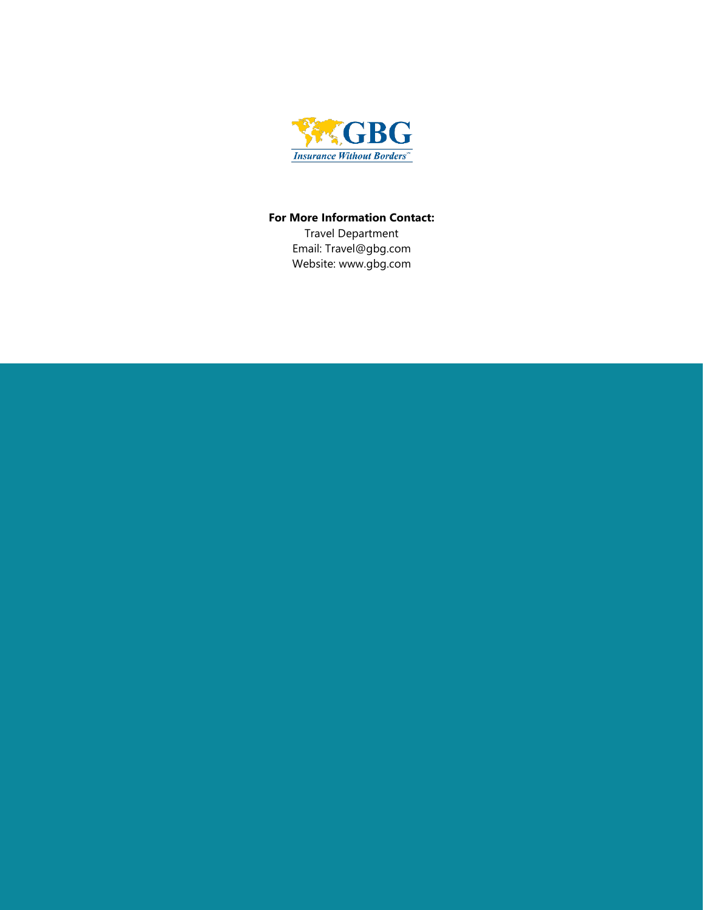GBG

*Insurance Without Borders*

**For More Information Contact:**

Travel Department

Email: Travel@gbg.com

Website: www.gbg.com